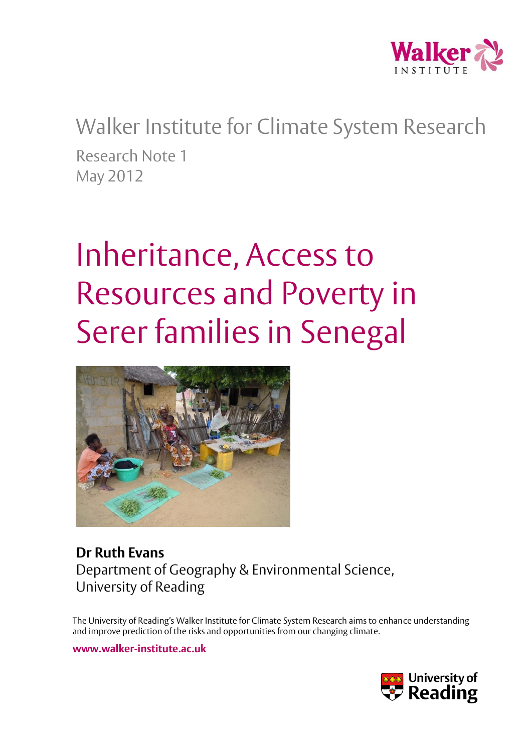Walker Institute for Climate System Research

Research Note 1
May 2012

# Inheritance, Access to Resources and Poverty in Serer families in Senegal

**Dr Ruth Evans**
Department of Geography & Environmental Science,
University of Reading

The University of Reading's Walker Institute for Climate System Research aims to enhance understanding and improve prediction of the risks and opportunities from our changing climate.

**www.walker-institute.ac.uk**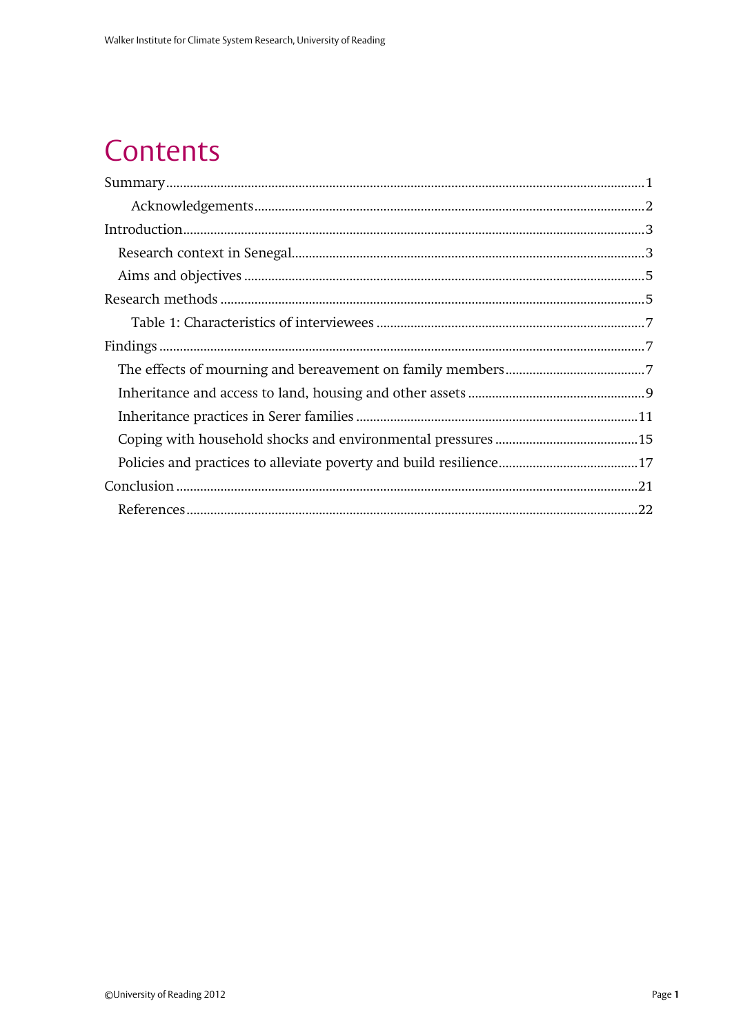# Contents

Summary ........................................................................................................................ 1

    Acknowledgements ................................................................................................ 2

Introduction .................................................................................................................. 3

  Research context in Senegal ................................................................................... 3

  Aims and objectives ................................................................................................ 5

Research methods ....................................................................................................... 5

    Table 1: Characteristics of interviewees .............................................................. 7

Findings ......................................................................................................................... 7

  The effects of mourning and bereavement on family members ........................... 7

  Inheritance and access to land, housing and other assets .................................... 9

  Inheritance practices in Serer families ................................................................. 11

  Coping with household shocks and environmental pressures ............................ 15

  Policies and practices to alleviate poverty and build resilience ........................... 17

Conclusion .................................................................................................................. 21

  References ............................................................................................................... 22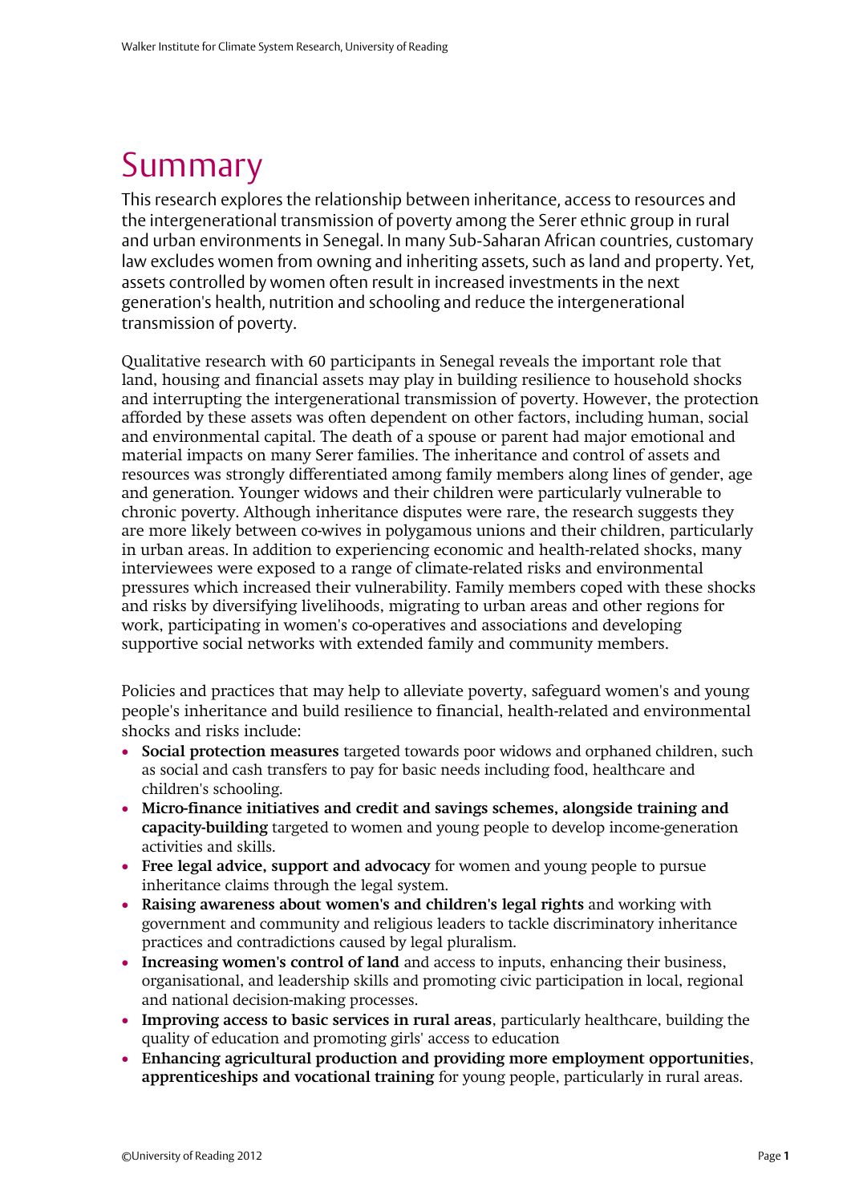# Summary

This research explores the relationship between inheritance, access to resources and the intergenerational transmission of poverty among the Serer ethnic group in rural and urban environments in Senegal. In many Sub-Saharan African countries, customary law excludes women from owning and inheriting assets, such as land and property. Yet, assets controlled by women often result in increased investments in the next generation's health, nutrition and schooling and reduce the intergenerational transmission of poverty.

Qualitative research with 60 participants in Senegal reveals the important role that land, housing and financial assets may play in building resilience to household shocks and interrupting the intergenerational transmission of poverty. However, the protection afforded by these assets was often dependent on other factors, including human, social and environmental capital. The death of a spouse or parent had major emotional and material impacts on many Serer families. The inheritance and control of assets and resources was strongly differentiated among family members along lines of gender, age and generation. Younger widows and their children were particularly vulnerable to chronic poverty. Although inheritance disputes were rare, the research suggests they are more likely between co-wives in polygamous unions and their children, particularly in urban areas. In addition to experiencing economic and health-related shocks, many interviewees were exposed to a range of climate-related risks and environmental pressures which increased their vulnerability. Family members coped with these shocks and risks by diversifying livelihoods, migrating to urban areas and other regions for work, participating in women's co-operatives and associations and developing supportive social networks with extended family and community members.

Policies and practices that may help to alleviate poverty, safeguard women's and young people's inheritance and build resilience to financial, health-related and environmental shocks and risks include:

- **Social protection measures** targeted towards poor widows and orphaned children, such as social and cash transfers to pay for basic needs including food, healthcare and children's schooling.
- **Micro-finance initiatives and credit and savings schemes, alongside training and capacity-building** targeted to women and young people to develop income-generation activities and skills.
- **Free legal advice, support and advocacy** for women and young people to pursue inheritance claims through the legal system.
- **Raising awareness about women's and children's legal rights** and working with government and community and religious leaders to tackle discriminatory inheritance practices and contradictions caused by legal pluralism.
- **Increasing women's control of land** and access to inputs, enhancing their business, organisational, and leadership skills and promoting civic participation in local, regional and national decision-making processes.
- **Improving access to basic services in rural areas**, particularly healthcare, building the quality of education and promoting girls' access to education
- **Enhancing agricultural production and providing more employment opportunities**, **apprenticeships and vocational training** for young people, particularly in rural areas.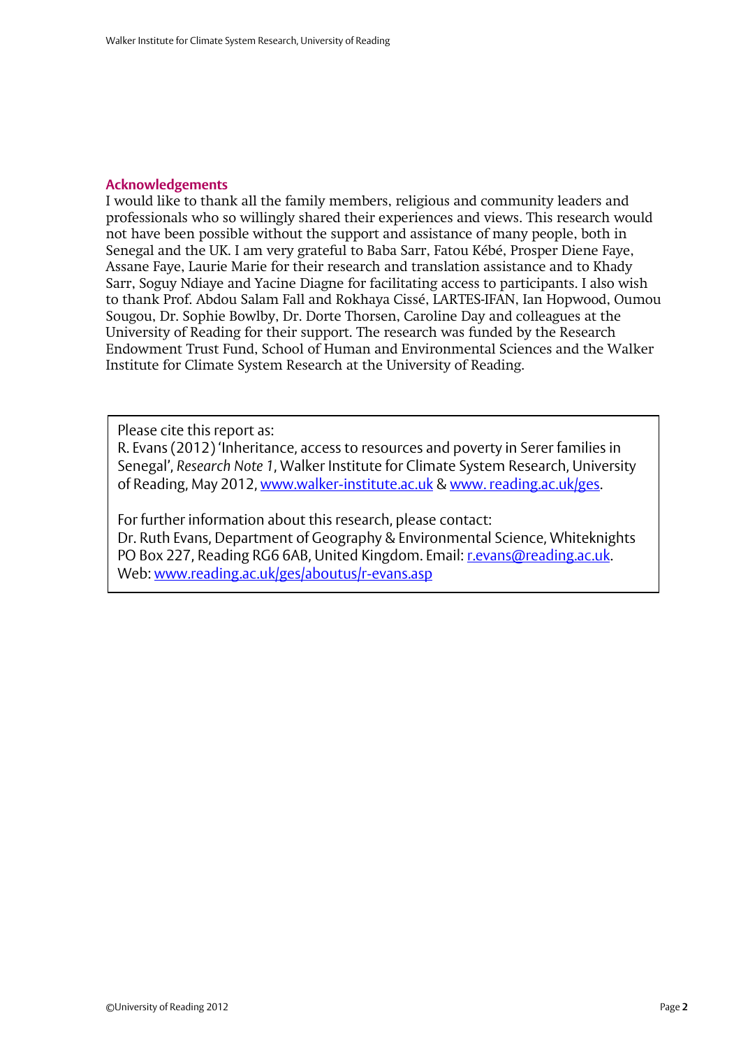## Acknowledgements

I would like to thank all the family members, religious and community leaders and professionals who so willingly shared their experiences and views. This research would not have been possible without the support and assistance of many people, both in Senegal and the UK. I am very grateful to Baba Sarr, Fatou Kébé, Prosper Diene Faye, Assane Faye, Laurie Marie for their research and translation assistance and to Khady Sarr, Soguy Ndiaye and Yacine Diagne for facilitating access to participants. I also wish to thank Prof. Abdou Salam Fall and Rokhaya Cissé, LARTES-IFAN, Ian Hopwood, Oumou Sougou, Dr. Sophie Bowlby, Dr. Dorte Thorsen, Caroline Day and colleagues at the University of Reading for their support. The research was funded by the Research Endowment Trust Fund, School of Human and Environmental Sciences and the Walker Institute for Climate System Research at the University of Reading.

Please cite this report as:
R. Evans (2012) 'Inheritance, access to resources and poverty in Serer families in Senegal', *Research Note 1*, Walker Institute for Climate System Research, University of Reading, May 2012, www.walker-institute.ac.uk & www. reading.ac.uk/ges.

For further information about this research, please contact:
Dr. Ruth Evans, Department of Geography & Environmental Science, Whiteknights PO Box 227, Reading RG6 6AB, United Kingdom. Email: r.evans@reading.ac.uk.
Web: www.reading.ac.uk/ges/aboutus/r-evans.asp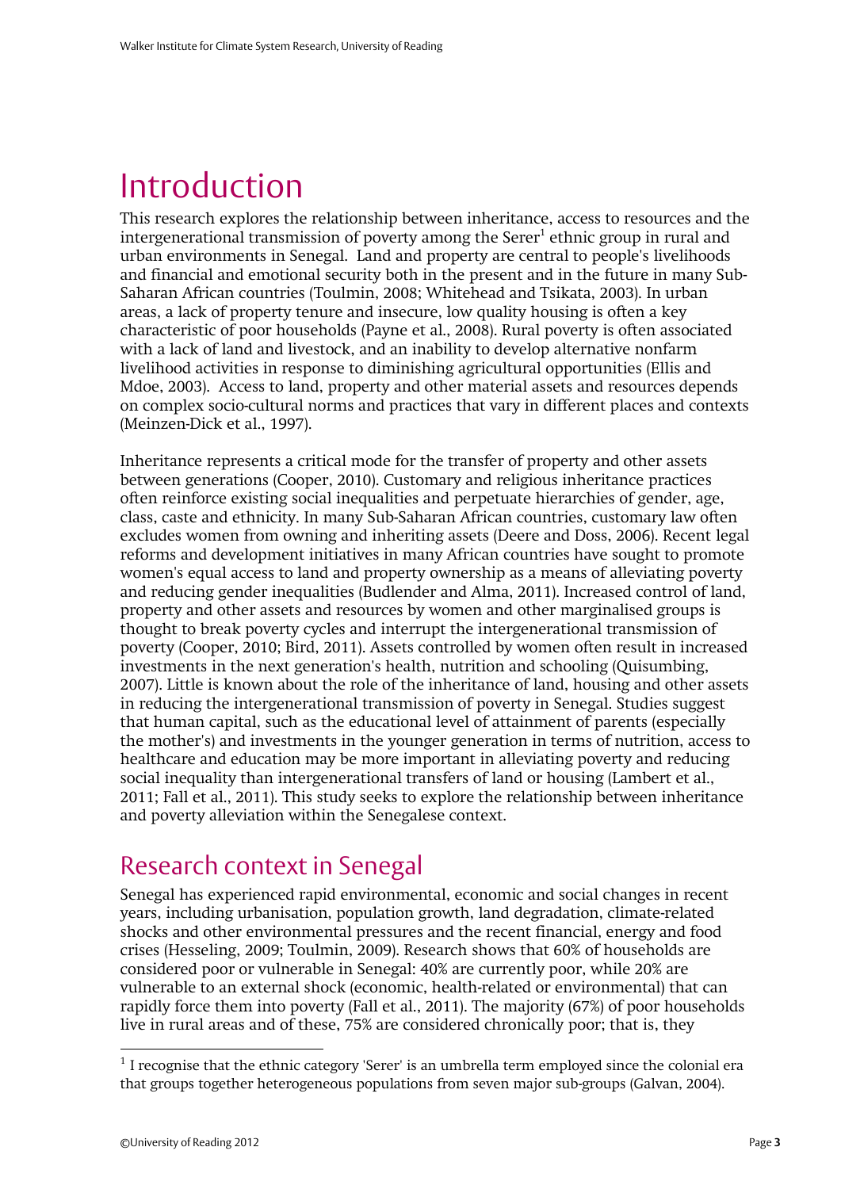# Introduction

This research explores the relationship between inheritance, access to resources and the intergenerational transmission of poverty among the Serer[1] ethnic group in rural and urban environments in Senegal. Land and property are central to people's livelihoods and financial and emotional security both in the present and in the future in many Sub-Saharan African countries (Toulmin, 2008; Whitehead and Tsikata, 2003). In urban areas, a lack of property tenure and insecure, low quality housing is often a key characteristic of poor households (Payne et al., 2008). Rural poverty is often associated with a lack of land and livestock, and an inability to develop alternative nonfarm livelihood activities in response to diminishing agricultural opportunities (Ellis and Mdoe, 2003). Access to land, property and other material assets and resources depends on complex socio-cultural norms and practices that vary in different places and contexts (Meinzen-Dick et al., 1997).

Inheritance represents a critical mode for the transfer of property and other assets between generations (Cooper, 2010). Customary and religious inheritance practices often reinforce existing social inequalities and perpetuate hierarchies of gender, age, class, caste and ethnicity. In many Sub-Saharan African countries, customary law often excludes women from owning and inheriting assets (Deere and Doss, 2006). Recent legal reforms and development initiatives in many African countries have sought to promote women's equal access to land and property ownership as a means of alleviating poverty and reducing gender inequalities (Budlender and Alma, 2011). Increased control of land, property and other assets and resources by women and other marginalised groups is thought to break poverty cycles and interrupt the intergenerational transmission of poverty (Cooper, 2010; Bird, 2011). Assets controlled by women often result in increased investments in the next generation's health, nutrition and schooling (Quisumbing, 2007). Little is known about the role of the inheritance of land, housing and other assets in reducing the intergenerational transmission of poverty in Senegal. Studies suggest that human capital, such as the educational level of attainment of parents (especially the mother's) and investments in the younger generation in terms of nutrition, access to healthcare and education may be more important in alleviating poverty and reducing social inequality than intergenerational transfers of land or housing (Lambert et al., 2011; Fall et al., 2011). This study seeks to explore the relationship between inheritance and poverty alleviation within the Senegalese context.

## Research context in Senegal

Senegal has experienced rapid environmental, economic and social changes in recent years, including urbanisation, population growth, land degradation, climate-related shocks and other environmental pressures and the recent financial, energy and food crises (Hesseling, 2009; Toulmin, 2009). Research shows that 60% of households are considered poor or vulnerable in Senegal: 40% are currently poor, while 20% are vulnerable to an external shock (economic, health-related or environmental) that can rapidly force them into poverty (Fall et al., 2011). The majority (67%) of poor households live in rural areas and of these, 75% are considered chronically poor; that is, they

[1] I recognise that the ethnic category 'Serer' is an umbrella term employed since the colonial era that groups together heterogeneous populations from seven major sub-groups (Galvan, 2004).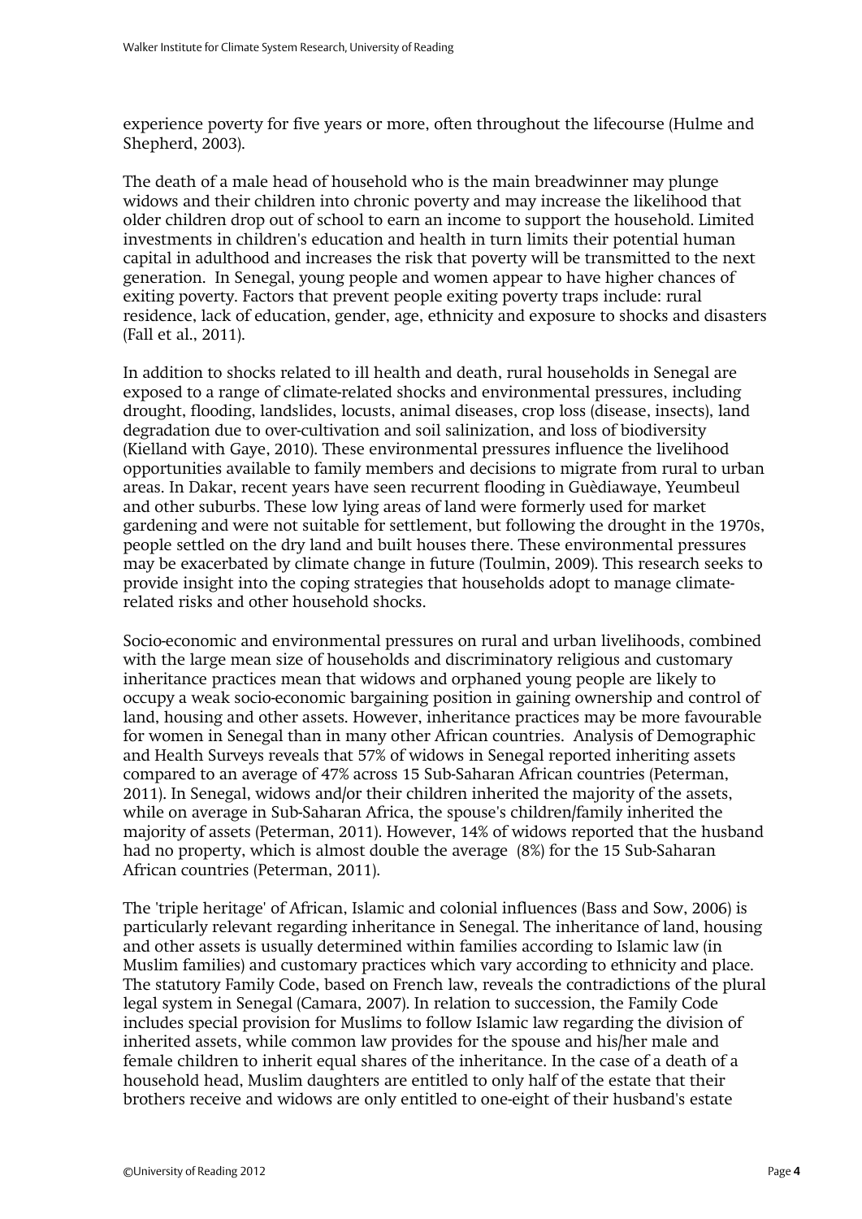experience poverty for five years or more, often throughout the lifecourse (Hulme and Shepherd, 2003).

The death of a male head of household who is the main breadwinner may plunge widows and their children into chronic poverty and may increase the likelihood that older children drop out of school to earn an income to support the household. Limited investments in children's education and health in turn limits their potential human capital in adulthood and increases the risk that poverty will be transmitted to the next generation. In Senegal, young people and women appear to have higher chances of exiting poverty. Factors that prevent people exiting poverty traps include: rural residence, lack of education, gender, age, ethnicity and exposure to shocks and disasters (Fall et al., 2011).

In addition to shocks related to ill health and death, rural households in Senegal are exposed to a range of climate-related shocks and environmental pressures, including drought, flooding, landslides, locusts, animal diseases, crop loss (disease, insects), land degradation due to over-cultivation and soil salinization, and loss of biodiversity (Kielland with Gaye, 2010). These environmental pressures influence the livelihood opportunities available to family members and decisions to migrate from rural to urban areas. In Dakar, recent years have seen recurrent flooding in Guèdiawaye, Yeumbeul and other suburbs. These low lying areas of land were formerly used for market gardening and were not suitable for settlement, but following the drought in the 1970s, people settled on the dry land and built houses there. These environmental pressures may be exacerbated by climate change in future (Toulmin, 2009). This research seeks to provide insight into the coping strategies that households adopt to manage climate-related risks and other household shocks.

Socio-economic and environmental pressures on rural and urban livelihoods, combined with the large mean size of households and discriminatory religious and customary inheritance practices mean that widows and orphaned young people are likely to occupy a weak socio-economic bargaining position in gaining ownership and control of land, housing and other assets. However, inheritance practices may be more favourable for women in Senegal than in many other African countries. Analysis of Demographic and Health Surveys reveals that 57% of widows in Senegal reported inheriting assets compared to an average of 47% across 15 Sub-Saharan African countries (Peterman, 2011). In Senegal, widows and/or their children inherited the majority of the assets, while on average in Sub-Saharan Africa, the spouse's children/family inherited the majority of assets (Peterman, 2011). However, 14% of widows reported that the husband had no property, which is almost double the average (8%) for the 15 Sub-Saharan African countries (Peterman, 2011).

The 'triple heritage' of African, Islamic and colonial influences (Bass and Sow, 2006) is particularly relevant regarding inheritance in Senegal. The inheritance of land, housing and other assets is usually determined within families according to Islamic law (in Muslim families) and customary practices which vary according to ethnicity and place. The statutory Family Code, based on French law, reveals the contradictions of the plural legal system in Senegal (Camara, 2007). In relation to succession, the Family Code includes special provision for Muslims to follow Islamic law regarding the division of inherited assets, while common law provides for the spouse and his/her male and female children to inherit equal shares of the inheritance. In the case of a death of a household head, Muslim daughters are entitled to only half of the estate that their brothers receive and widows are only entitled to one-eight of their husband's estate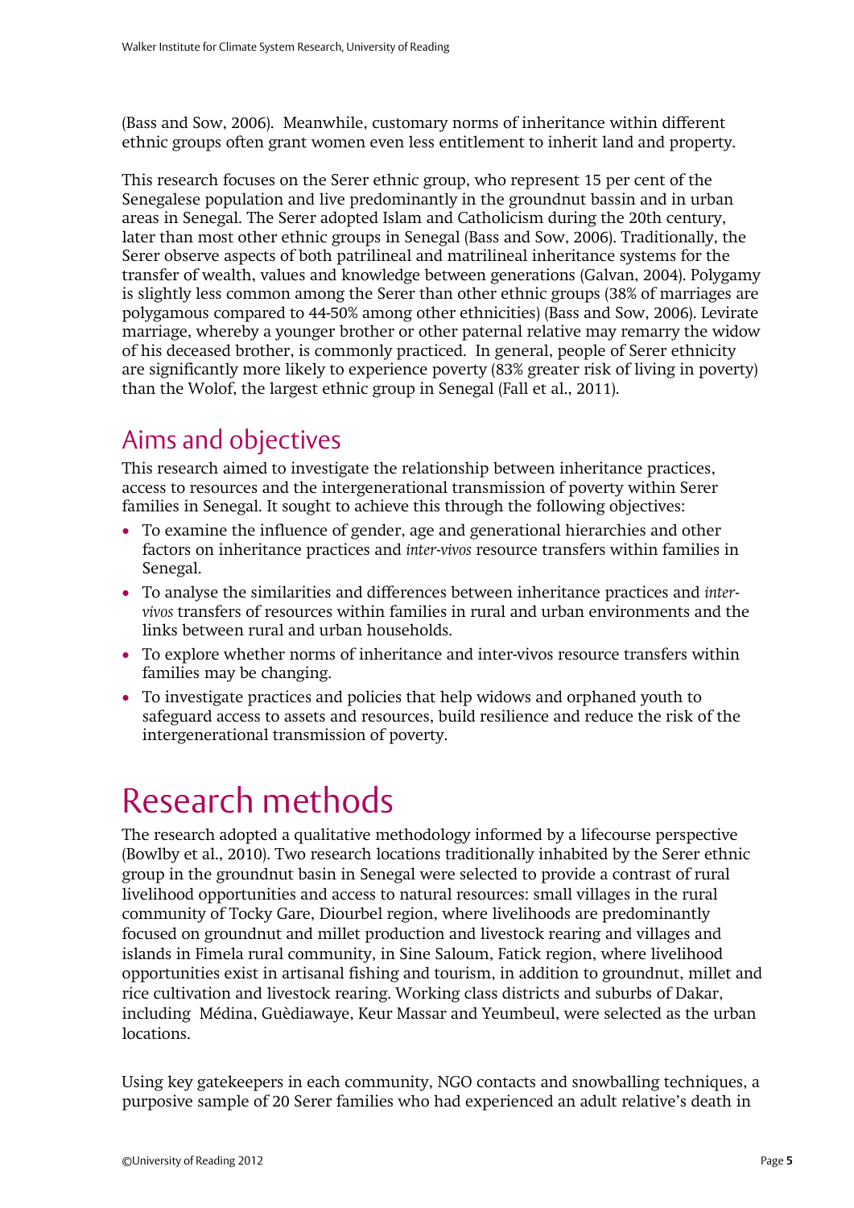(Bass and Sow, 2006). Meanwhile, customary norms of inheritance within different ethnic groups often grant women even less entitlement to inherit land and property.

This research focuses on the Serer ethnic group, who represent 15 per cent of the Senegalese population and live predominantly in the groundnut bassin and in urban areas in Senegal. The Serer adopted Islam and Catholicism during the 20th century, later than most other ethnic groups in Senegal (Bass and Sow, 2006). Traditionally, the Serer observe aspects of both patrilineal and matrilineal inheritance systems for the transfer of wealth, values and knowledge between generations (Galvan, 2004). Polygamy is slightly less common among the Serer than other ethnic groups (38% of marriages are polygamous compared to 44-50% among other ethnicities) (Bass and Sow, 2006). Levirate marriage, whereby a younger brother or other paternal relative may remarry the widow of his deceased brother, is commonly practiced. In general, people of Serer ethnicity are significantly more likely to experience poverty (83% greater risk of living in poverty) than the Wolof, the largest ethnic group in Senegal (Fall et al., 2011).

## Aims and objectives

This research aimed to investigate the relationship between inheritance practices, access to resources and the intergenerational transmission of poverty within Serer families in Senegal. It sought to achieve this through the following objectives:

- To examine the influence of gender, age and generational hierarchies and other factors on inheritance practices and *inter-vivos* resource transfers within families in Senegal.
- To analyse the similarities and differences between inheritance practices and *inter-vivos* transfers of resources within families in rural and urban environments and the links between rural and urban households.
- To explore whether norms of inheritance and inter-vivos resource transfers within families may be changing.
- To investigate practices and policies that help widows and orphaned youth to safeguard access to assets and resources, build resilience and reduce the risk of the intergenerational transmission of poverty.

# Research methods

The research adopted a qualitative methodology informed by a lifecourse perspective (Bowlby et al., 2010). Two research locations traditionally inhabited by the Serer ethnic group in the groundnut basin in Senegal were selected to provide a contrast of rural livelihood opportunities and access to natural resources: small villages in the rural community of Tocky Gare, Diourbel region, where livelihoods are predominantly focused on groundnut and millet production and livestock rearing and villages and islands in Fimela rural community, in Sine Saloum, Fatick region, where livelihood opportunities exist in artisanal fishing and tourism, in addition to groundnut, millet and rice cultivation and livestock rearing. Working class districts and suburbs of Dakar, including Médina, Guèdiawaye, Keur Massar and Yeumbeul, were selected as the urban locations.

Using key gatekeepers in each community, NGO contacts and snowballing techniques, a purposive sample of 20 Serer families who had experienced an adult relative's death in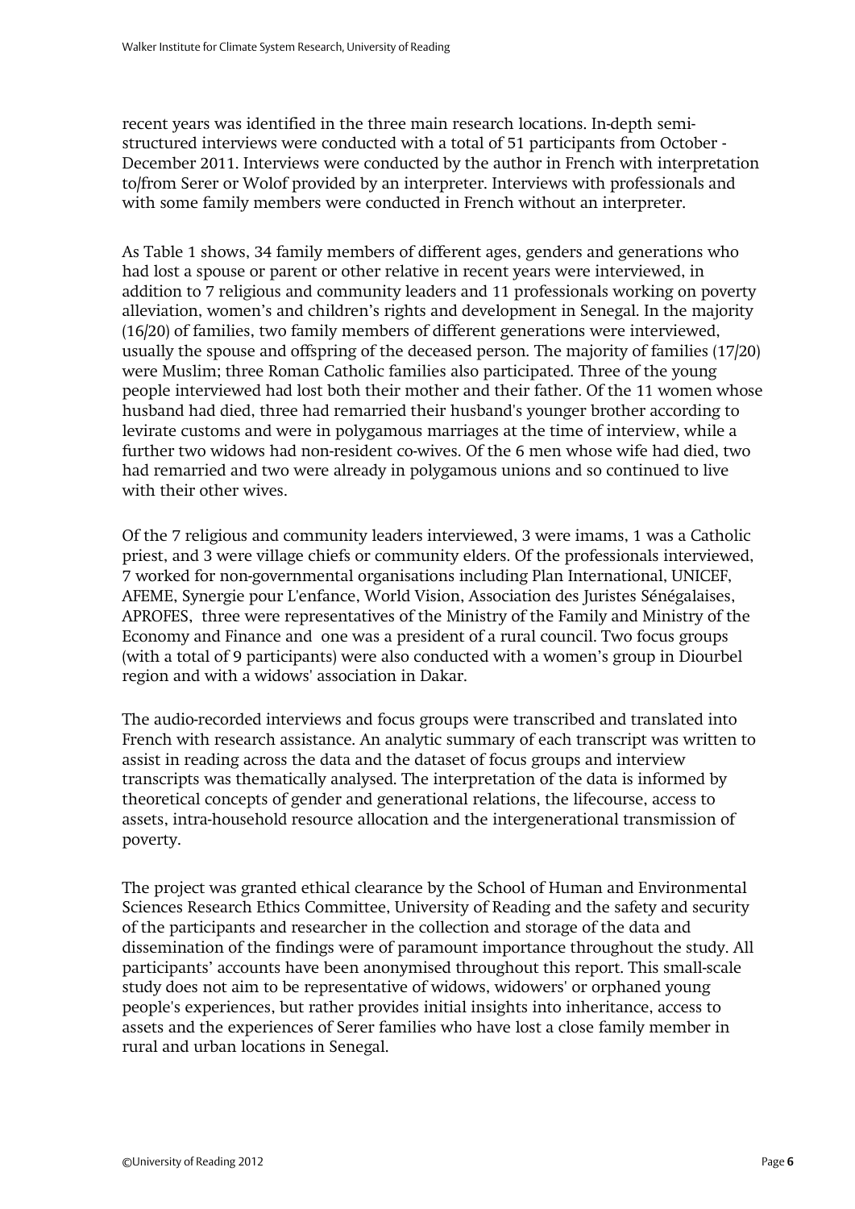recent years was identified in the three main research locations. In-depth semi-structured interviews were conducted with a total of 51 participants from October - December 2011. Interviews were conducted by the author in French with interpretation to/from Serer or Wolof provided by an interpreter. Interviews with professionals and with some family members were conducted in French without an interpreter.

As Table 1 shows, 34 family members of different ages, genders and generations who had lost a spouse or parent or other relative in recent years were interviewed, in addition to 7 religious and community leaders and 11 professionals working on poverty alleviation, women's and children's rights and development in Senegal. In the majority (16/20) of families, two family members of different generations were interviewed, usually the spouse and offspring of the deceased person. The majority of families (17/20) were Muslim; three Roman Catholic families also participated. Three of the young people interviewed had lost both their mother and their father. Of the 11 women whose husband had died, three had remarried their husband's younger brother according to levirate customs and were in polygamous marriages at the time of interview, while a further two widows had non-resident co-wives. Of the 6 men whose wife had died, two had remarried and two were already in polygamous unions and so continued to live with their other wives.

Of the 7 religious and community leaders interviewed, 3 were imams, 1 was a Catholic priest, and 3 were village chiefs or community elders. Of the professionals interviewed, 7 worked for non-governmental organisations including Plan International, UNICEF, AFEME, Synergie pour L'enfance, World Vision, Association des Juristes Sénégalaises, APROFES, three were representatives of the Ministry of the Family and Ministry of the Economy and Finance and one was a president of a rural council. Two focus groups (with a total of 9 participants) were also conducted with a women's group in Diourbel region and with a widows' association in Dakar.

The audio-recorded interviews and focus groups were transcribed and translated into French with research assistance. An analytic summary of each transcript was written to assist in reading across the data and the dataset of focus groups and interview transcripts was thematically analysed. The interpretation of the data is informed by theoretical concepts of gender and generational relations, the lifecourse, access to assets, intra-household resource allocation and the intergenerational transmission of poverty.

The project was granted ethical clearance by the School of Human and Environmental Sciences Research Ethics Committee, University of Reading and the safety and security of the participants and researcher in the collection and storage of the data and dissemination of the findings were of paramount importance throughout the study. All participants' accounts have been anonymised throughout this report. This small-scale study does not aim to be representative of widows, widowers' or orphaned young people's experiences, but rather provides initial insights into inheritance, access to assets and the experiences of Serer families who have lost a close family member in rural and urban locations in Senegal.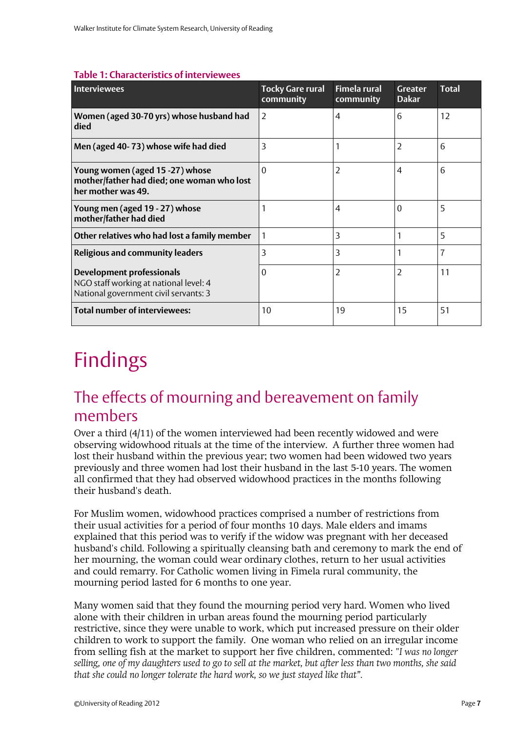**Table 1: Characteristics of interviewees**

| Interviewees | Tocky Gare rural community | Fimela rural community | Greater Dakar | Total |
|---|---|---|---|---|
| **Women (aged 30-70 yrs) whose husband had died** | 2 | 4 | 6 | 12 |
| **Men (aged 40- 73) whose wife had died** | 3 | 1 | 2 | 6 |
| **Young women (aged 15 -27) whose mother/father had died; one woman who lost her mother was 49.** | 0 | 2 | 4 | 6 |
| **Young men (aged 19 - 27) whose mother/father had died** | 1 | 4 | 0 | 5 |
| **Other relatives who had lost a family member** | 1 | 3 | 1 | 5 |
| **Religious and community leaders** | 3 | 3 | 1 | 7 |
| **Development professionals** NGO staff working at national level: 4 National government civil servants: 3 | 0 | 2 | 2 | 11 |
| **Total number of interviewees:** | 10 | 19 | 15 | 51 |

# Findings

## The effects of mourning and bereavement on family members

Over a third (4/11) of the women interviewed had been recently widowed and were observing widowhood rituals at the time of the interview. A further three women had lost their husband within the previous year; two women had been widowed two years previously and three women had lost their husband in the last 5-10 years. The women all confirmed that they had observed widowhood practices in the months following their husband's death.

For Muslim women, widowhood practices comprised a number of restrictions from their usual activities for a period of four months 10 days. Male elders and imams explained that this period was to verify if the widow was pregnant with her deceased husband's child. Following a spiritually cleansing bath and ceremony to mark the end of her mourning, the woman could wear ordinary clothes, return to her usual activities and could remarry. For Catholic women living in Fimela rural community, the mourning period lasted for 6 months to one year.

Many women said that they found the mourning period very hard. Women who lived alone with their children in urban areas found the mourning period particularly restrictive, since they were unable to work, which put increased pressure on their older children to work to support the family. One woman who relied on an irregular income from selling fish at the market to support her five children, commented: *"I was no longer selling, one of my daughters used to go to sell at the market, but after less than two months, she said that she could no longer tolerate the hard work, so we just stayed like that".*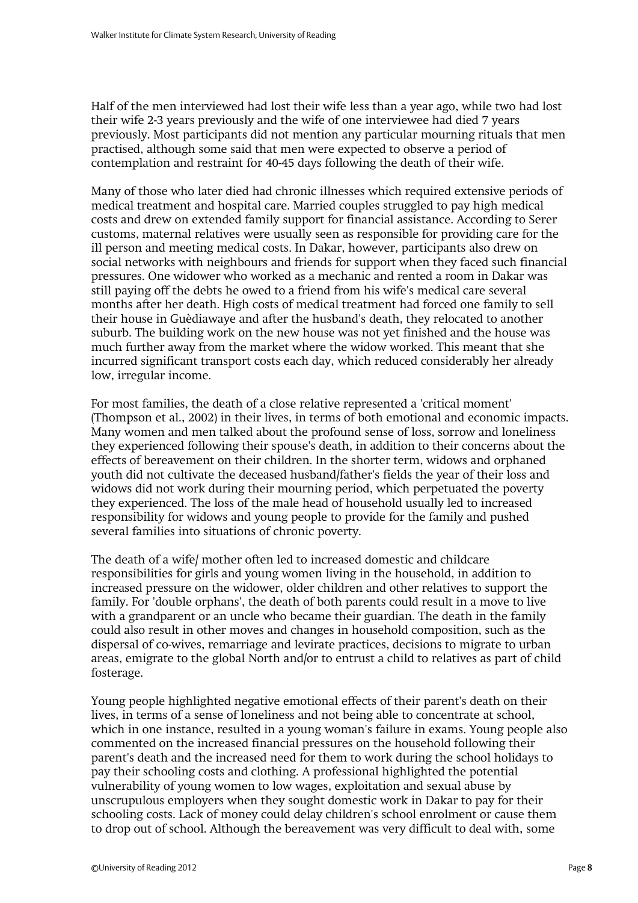Half of the men interviewed had lost their wife less than a year ago, while two had lost their wife 2-3 years previously and the wife of one interviewee had died 7 years previously. Most participants did not mention any particular mourning rituals that men practised, although some said that men were expected to observe a period of contemplation and restraint for 40-45 days following the death of their wife.

Many of those who later died had chronic illnesses which required extensive periods of medical treatment and hospital care. Married couples struggled to pay high medical costs and drew on extended family support for financial assistance. According to Serer customs, maternal relatives were usually seen as responsible for providing care for the ill person and meeting medical costs. In Dakar, however, participants also drew on social networks with neighbours and friends for support when they faced such financial pressures. One widower who worked as a mechanic and rented a room in Dakar was still paying off the debts he owed to a friend from his wife's medical care several months after her death. High costs of medical treatment had forced one family to sell their house in Guèdiawaye and after the husband's death, they relocated to another suburb. The building work on the new house was not yet finished and the house was much further away from the market where the widow worked. This meant that she incurred significant transport costs each day, which reduced considerably her already low, irregular income.

For most families, the death of a close relative represented a 'critical moment' (Thompson et al., 2002) in their lives, in terms of both emotional and economic impacts. Many women and men talked about the profound sense of loss, sorrow and loneliness they experienced following their spouse's death, in addition to their concerns about the effects of bereavement on their children. In the shorter term, widows and orphaned youth did not cultivate the deceased husband/father's fields the year of their loss and widows did not work during their mourning period, which perpetuated the poverty they experienced. The loss of the male head of household usually led to increased responsibility for widows and young people to provide for the family and pushed several families into situations of chronic poverty.

The death of a wife/ mother often led to increased domestic and childcare responsibilities for girls and young women living in the household, in addition to increased pressure on the widower, older children and other relatives to support the family. For 'double orphans', the death of both parents could result in a move to live with a grandparent or an uncle who became their guardian. The death in the family could also result in other moves and changes in household composition, such as the dispersal of co-wives, remarriage and levirate practices, decisions to migrate to urban areas, emigrate to the global North and/or to entrust a child to relatives as part of child fosterage.

Young people highlighted negative emotional effects of their parent's death on their lives, in terms of a sense of loneliness and not being able to concentrate at school, which in one instance, resulted in a young woman's failure in exams. Young people also commented on the increased financial pressures on the household following their parent's death and the increased need for them to work during the school holidays to pay their schooling costs and clothing. A professional highlighted the potential vulnerability of young women to low wages, exploitation and sexual abuse by unscrupulous employers when they sought domestic work in Dakar to pay for their schooling costs. Lack of money could delay children's school enrolment or cause them to drop out of school. Although the bereavement was very difficult to deal with, some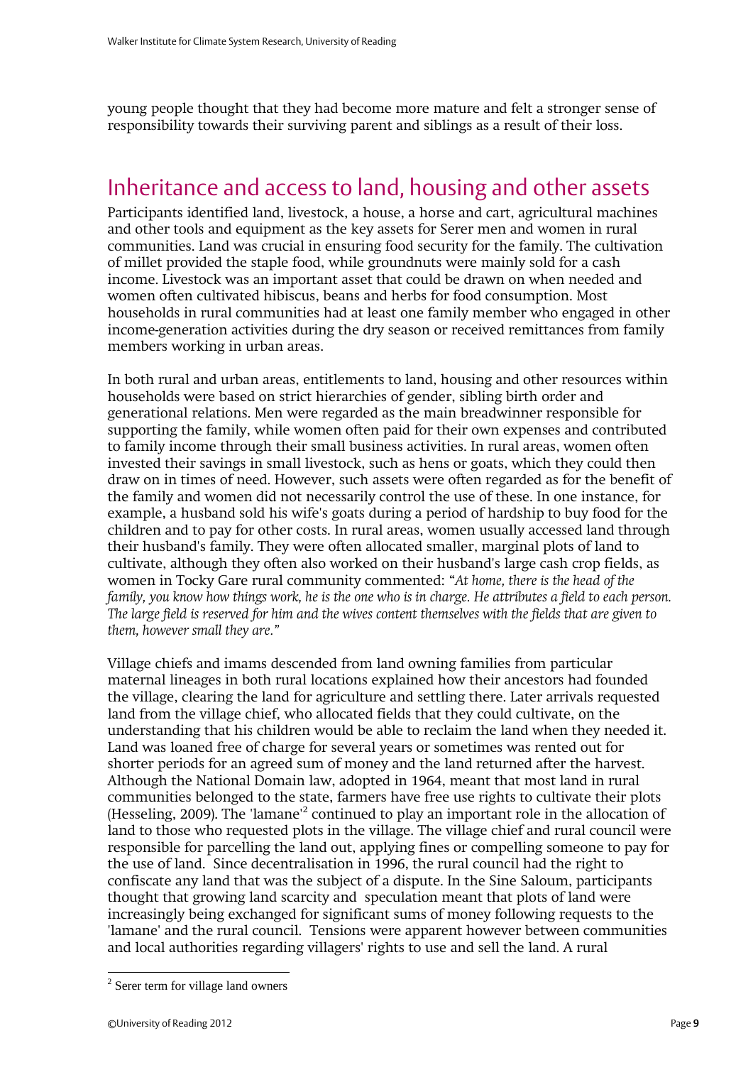young people thought that they had become more mature and felt a stronger sense of responsibility towards their surviving parent and siblings as a result of their loss.

## Inheritance and access to land, housing and other assets

Participants identified land, livestock, a house, a horse and cart, agricultural machines and other tools and equipment as the key assets for Serer men and women in rural communities. Land was crucial in ensuring food security for the family. The cultivation of millet provided the staple food, while groundnuts were mainly sold for a cash income. Livestock was an important asset that could be drawn on when needed and women often cultivated hibiscus, beans and herbs for food consumption. Most households in rural communities had at least one family member who engaged in other income-generation activities during the dry season or received remittances from family members working in urban areas.

In both rural and urban areas, entitlements to land, housing and other resources within households were based on strict hierarchies of gender, sibling birth order and generational relations. Men were regarded as the main breadwinner responsible for supporting the family, while women often paid for their own expenses and contributed to family income through their small business activities. In rural areas, women often invested their savings in small livestock, such as hens or goats, which they could then draw on in times of need. However, such assets were often regarded as for the benefit of the family and women did not necessarily control the use of these. In one instance, for example, a husband sold his wife's goats during a period of hardship to buy food for the children and to pay for other costs. In rural areas, women usually accessed land through their husband's family. They were often allocated smaller, marginal plots of land to cultivate, although they often also worked on their husband's large cash crop fields, as women in Tocky Gare rural community commented: "*At home, there is the head of the family, you know how things work, he is the one who is in charge. He attributes a field to each person. The large field is reserved for him and the wives content themselves with the fields that are given to them, however small they are.*"

Village chiefs and imams descended from land owning families from particular maternal lineages in both rural locations explained how their ancestors had founded the village, clearing the land for agriculture and settling there. Later arrivals requested land from the village chief, who allocated fields that they could cultivate, on the understanding that his children would be able to reclaim the land when they needed it. Land was loaned free of charge for several years or sometimes was rented out for shorter periods for an agreed sum of money and the land returned after the harvest. Although the National Domain law, adopted in 1964, meant that most land in rural communities belonged to the state, farmers have free use rights to cultivate their plots (Hesseling, 2009). The 'lamane'[2] continued to play an important role in the allocation of land to those who requested plots in the village. The village chief and rural council were responsible for parcelling the land out, applying fines or compelling someone to pay for the use of land. Since decentralisation in 1996, the rural council had the right to confiscate any land that was the subject of a dispute. In the Sine Saloum, participants thought that growing land scarcity and speculation meant that plots of land were increasingly being exchanged for significant sums of money following requests to the 'lamane' and the rural council. Tensions were apparent however between communities and local authorities regarding villagers' rights to use and sell the land. A rural

[2] Serer term for village land owners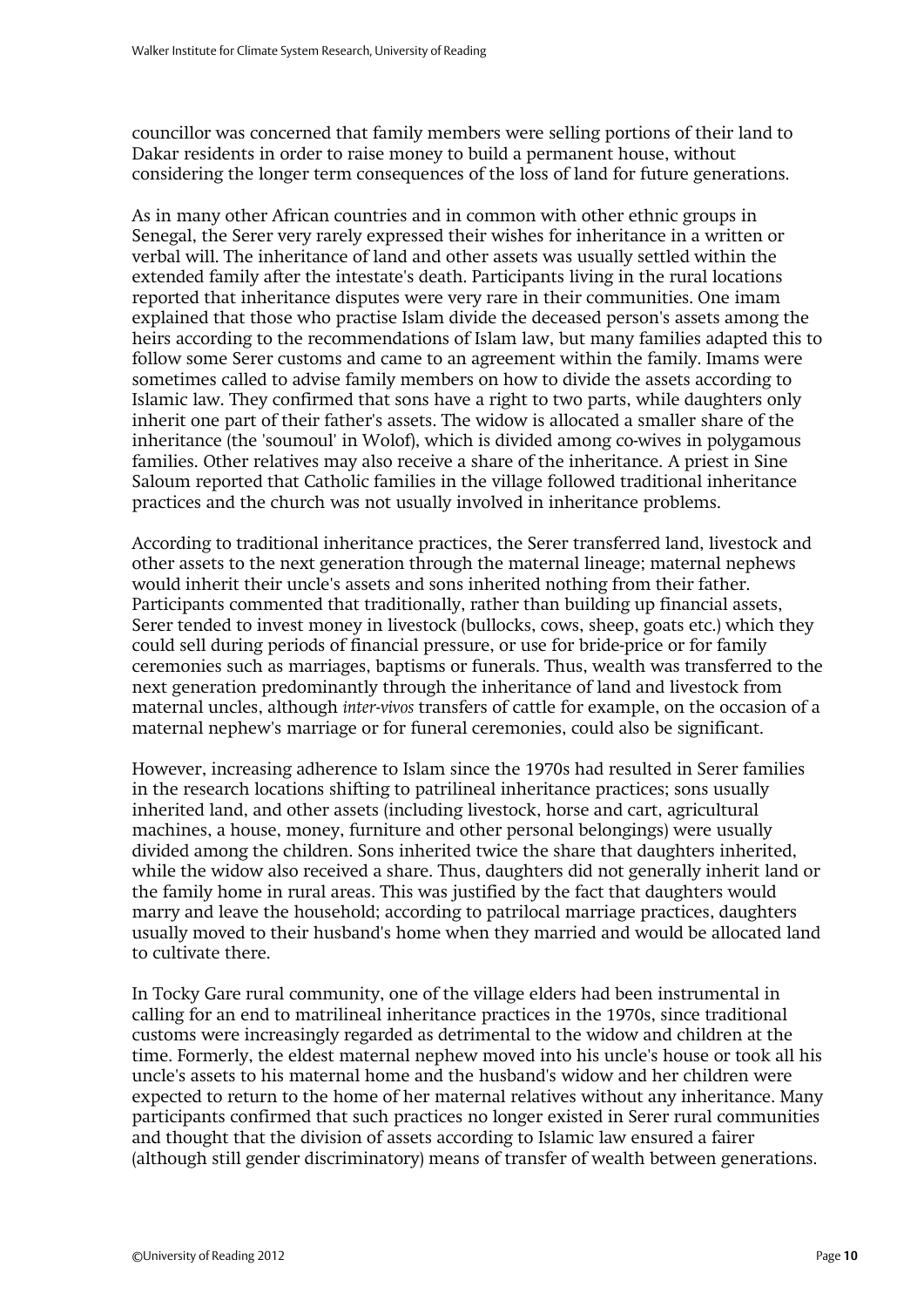councillor was concerned that family members were selling portions of their land to Dakar residents in order to raise money to build a permanent house, without considering the longer term consequences of the loss of land for future generations.

As in many other African countries and in common with other ethnic groups in Senegal, the Serer very rarely expressed their wishes for inheritance in a written or verbal will. The inheritance of land and other assets was usually settled within the extended family after the intestate's death. Participants living in the rural locations reported that inheritance disputes were very rare in their communities. One imam explained that those who practise Islam divide the deceased person's assets among the heirs according to the recommendations of Islam law, but many families adapted this to follow some Serer customs and came to an agreement within the family. Imams were sometimes called to advise family members on how to divide the assets according to Islamic law. They confirmed that sons have a right to two parts, while daughters only inherit one part of their father's assets. The widow is allocated a smaller share of the inheritance (the 'soumoul' in Wolof), which is divided among co-wives in polygamous families. Other relatives may also receive a share of the inheritance. A priest in Sine Saloum reported that Catholic families in the village followed traditional inheritance practices and the church was not usually involved in inheritance problems.

According to traditional inheritance practices, the Serer transferred land, livestock and other assets to the next generation through the maternal lineage; maternal nephews would inherit their uncle's assets and sons inherited nothing from their father. Participants commented that traditionally, rather than building up financial assets, Serer tended to invest money in livestock (bullocks, cows, sheep, goats etc.) which they could sell during periods of financial pressure, or use for bride-price or for family ceremonies such as marriages, baptisms or funerals. Thus, wealth was transferred to the next generation predominantly through the inheritance of land and livestock from maternal uncles, although *inter-vivos* transfers of cattle for example, on the occasion of a maternal nephew's marriage or for funeral ceremonies, could also be significant.

However, increasing adherence to Islam since the 1970s had resulted in Serer families in the research locations shifting to patrilineal inheritance practices; sons usually inherited land, and other assets (including livestock, horse and cart, agricultural machines, a house, money, furniture and other personal belongings) were usually divided among the children. Sons inherited twice the share that daughters inherited, while the widow also received a share. Thus, daughters did not generally inherit land or the family home in rural areas. This was justified by the fact that daughters would marry and leave the household; according to patrilocal marriage practices, daughters usually moved to their husband's home when they married and would be allocated land to cultivate there.

In Tocky Gare rural community, one of the village elders had been instrumental in calling for an end to matrilineal inheritance practices in the 1970s, since traditional customs were increasingly regarded as detrimental to the widow and children at the time. Formerly, the eldest maternal nephew moved into his uncle's house or took all his uncle's assets to his maternal home and the husband's widow and her children were expected to return to the home of her maternal relatives without any inheritance. Many participants confirmed that such practices no longer existed in Serer rural communities and thought that the division of assets according to Islamic law ensured a fairer (although still gender discriminatory) means of transfer of wealth between generations.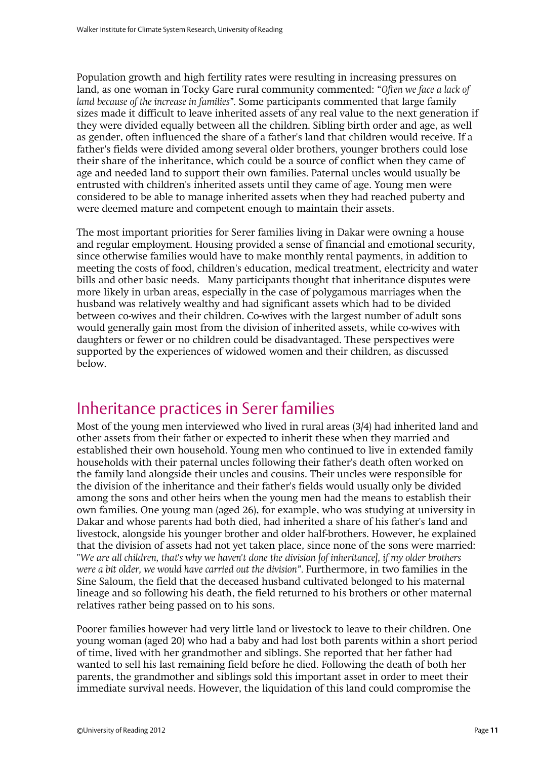Population growth and high fertility rates were resulting in increasing pressures on land, as one woman in Tocky Gare rural community commented: "*Often we face a lack of land because of the increase in families".* Some participants commented that large family sizes made it difficult to leave inherited assets of any real value to the next generation if they were divided equally between all the children. Sibling birth order and age, as well as gender, often influenced the share of a father's land that children would receive. If a father's fields were divided among several older brothers, younger brothers could lose their share of the inheritance, which could be a source of conflict when they came of age and needed land to support their own families. Paternal uncles would usually be entrusted with children's inherited assets until they came of age. Young men were considered to be able to manage inherited assets when they had reached puberty and were deemed mature and competent enough to maintain their assets.

The most important priorities for Serer families living in Dakar were owning a house and regular employment. Housing provided a sense of financial and emotional security, since otherwise families would have to make monthly rental payments, in addition to meeting the costs of food, children's education, medical treatment, electricity and water bills and other basic needs. Many participants thought that inheritance disputes were more likely in urban areas, especially in the case of polygamous marriages when the husband was relatively wealthy and had significant assets which had to be divided between co-wives and their children. Co-wives with the largest number of adult sons would generally gain most from the division of inherited assets, while co-wives with daughters or fewer or no children could be disadvantaged. These perspectives were supported by the experiences of widowed women and their children, as discussed below.

## Inheritance practices in Serer families

Most of the young men interviewed who lived in rural areas (3/4) had inherited land and other assets from their father or expected to inherit these when they married and established their own household. Young men who continued to live in extended family households with their paternal uncles following their father's death often worked on the family land alongside their uncles and cousins. Their uncles were responsible for the division of the inheritance and their father's fields would usually only be divided among the sons and other heirs when the young men had the means to establish their own families. One young man (aged 26), for example, who was studying at university in Dakar and whose parents had both died, had inherited a share of his father's land and livestock, alongside his younger brother and older half-brothers. However, he explained that the division of assets had not yet taken place, since none of the sons were married: "*We are all children, that's why we haven't done the division [of inheritance], if my older brothers were a bit older, we would have carried out the division".* Furthermore, in two families in the Sine Saloum, the field that the deceased husband cultivated belonged to his maternal lineage and so following his death, the field returned to his brothers or other maternal relatives rather being passed on to his sons.

Poorer families however had very little land or livestock to leave to their children. One young woman (aged 20) who had a baby and had lost both parents within a short period of time, lived with her grandmother and siblings. She reported that her father had wanted to sell his last remaining field before he died. Following the death of both her parents, the grandmother and siblings sold this important asset in order to meet their immediate survival needs. However, the liquidation of this land could compromise the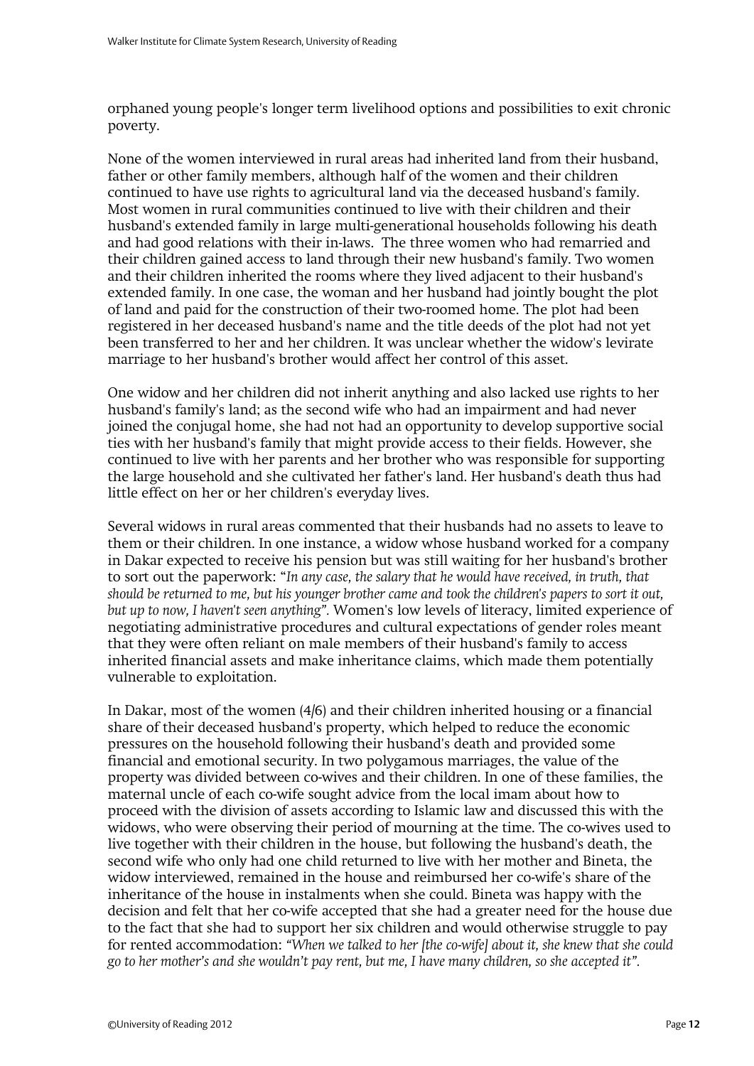orphaned young people's longer term livelihood options and possibilities to exit chronic poverty.

None of the women interviewed in rural areas had inherited land from their husband, father or other family members, although half of the women and their children continued to have use rights to agricultural land via the deceased husband's family. Most women in rural communities continued to live with their children and their husband's extended family in large multi-generational households following his death and had good relations with their in-laws. The three women who had remarried and their children gained access to land through their new husband's family. Two women and their children inherited the rooms where they lived adjacent to their husband's extended family. In one case, the woman and her husband had jointly bought the plot of land and paid for the construction of their two-roomed home. The plot had been registered in her deceased husband's name and the title deeds of the plot had not yet been transferred to her and her children. It was unclear whether the widow's levirate marriage to her husband's brother would affect her control of this asset.

One widow and her children did not inherit anything and also lacked use rights to her husband's family's land; as the second wife who had an impairment and had never joined the conjugal home, she had not had an opportunity to develop supportive social ties with her husband's family that might provide access to their fields. However, she continued to live with her parents and her brother who was responsible for supporting the large household and she cultivated her father's land. Her husband's death thus had little effect on her or her children's everyday lives.

Several widows in rural areas commented that their husbands had no assets to leave to them or their children. In one instance, a widow whose husband worked for a company in Dakar expected to receive his pension but was still waiting for her husband's brother to sort out the paperwork: "*In any case, the salary that he would have received, in truth, that should be returned to me, but his younger brother came and took the children's papers to sort it out, but up to now, I haven't seen anything*". Women's low levels of literacy, limited experience of negotiating administrative procedures and cultural expectations of gender roles meant that they were often reliant on male members of their husband's family to access inherited financial assets and make inheritance claims, which made them potentially vulnerable to exploitation.

In Dakar, most of the women (4/6) and their children inherited housing or a financial share of their deceased husband's property, which helped to reduce the economic pressures on the household following their husband's death and provided some financial and emotional security. In two polygamous marriages, the value of the property was divided between co-wives and their children. In one of these families, the maternal uncle of each co-wife sought advice from the local imam about how to proceed with the division of assets according to Islamic law and discussed this with the widows, who were observing their period of mourning at the time. The co-wives used to live together with their children in the house, but following the husband's death, the second wife who only had one child returned to live with her mother and Bineta, the widow interviewed, remained in the house and reimbursed her co-wife's share of the inheritance of the house in instalments when she could. Bineta was happy with the decision and felt that her co-wife accepted that she had a greater need for the house due to the fact that she had to support her six children and would otherwise struggle to pay for rented accommodation: *"When we talked to her [the co-wife] about it, she knew that she could go to her mother's and she wouldn't pay rent, but me, I have many children, so she accepted it".*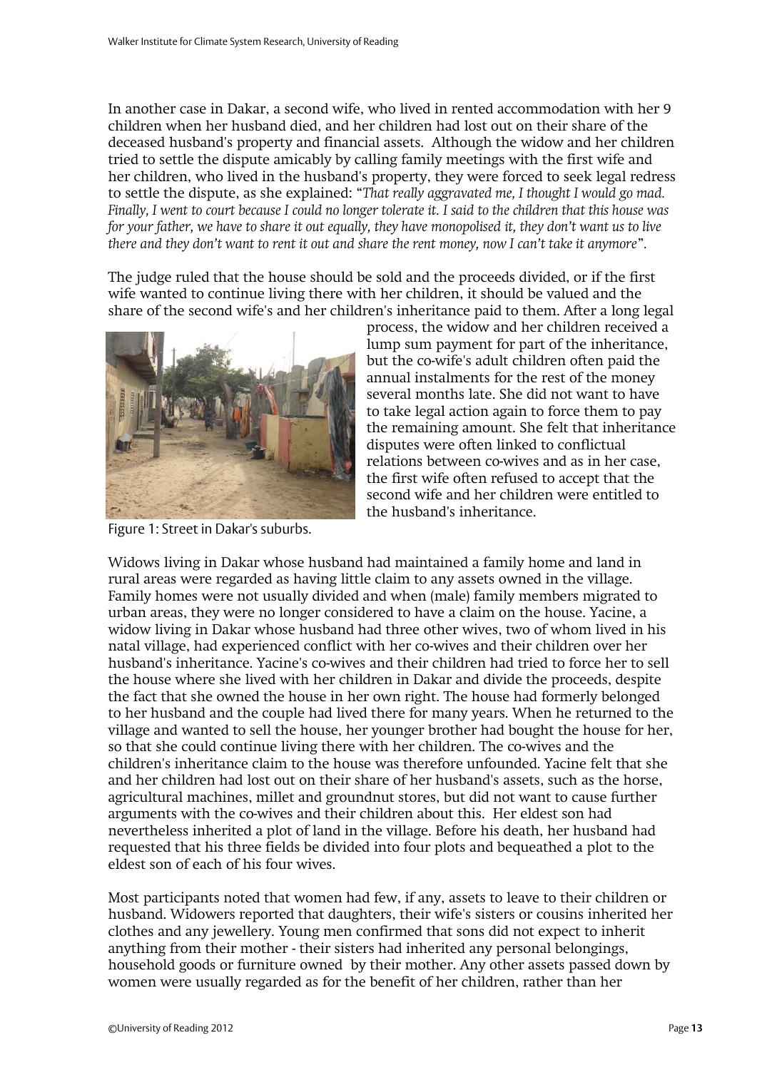In another case in Dakar, a second wife, who lived in rented accommodation with her 9 children when her husband died, and her children had lost out on their share of the deceased husband's property and financial assets. Although the widow and her children tried to settle the dispute amicably by calling family meetings with the first wife and her children, who lived in the husband's property, they were forced to seek legal redress to settle the dispute, as she explained: "*That really aggravated me, I thought I would go mad. Finally, I went to court because I could no longer tolerate it. I said to the children that this house was for your father, we have to share it out equally, they have monopolised it, they don't want us to live there and they don't want to rent it out and share the rent money, now I can't take it anymore*".

The judge ruled that the house should be sold and the proceeds divided, or if the first wife wanted to continue living there with her children, it should be valued and the share of the second wife's and her children's inheritance paid to them. After a long legal process, the widow and her children received a lump sum payment for part of the inheritance, but the co-wife's adult children often paid the annual instalments for the rest of the money several months late. She did not want to have to take legal action again to force them to pay the remaining amount. She felt that inheritance disputes were often linked to conflictual relations between co-wives and as in her case, the first wife often refused to accept that the second wife and her children were entitled to the husband's inheritance.

Figure 1: Street in Dakar's suburbs.

Widows living in Dakar whose husband had maintained a family home and land in rural areas were regarded as having little claim to any assets owned in the village. Family homes were not usually divided and when (male) family members migrated to urban areas, they were no longer considered to have a claim on the house. Yacine, a widow living in Dakar whose husband had three other wives, two of whom lived in his natal village, had experienced conflict with her co-wives and their children over her husband's inheritance. Yacine's co-wives and their children had tried to force her to sell the house where she lived with her children in Dakar and divide the proceeds, despite the fact that she owned the house in her own right. The house had formerly belonged to her husband and the couple had lived there for many years. When he returned to the village and wanted to sell the house, her younger brother had bought the house for her, so that she could continue living there with her children. The co-wives and the children's inheritance claim to the house was therefore unfounded. Yacine felt that she and her children had lost out on their share of her husband's assets, such as the horse, agricultural machines, millet and groundnut stores, but did not want to cause further arguments with the co-wives and their children about this. Her eldest son had nevertheless inherited a plot of land in the village. Before his death, her husband had requested that his three fields be divided into four plots and bequeathed a plot to the eldest son of each of his four wives.

Most participants noted that women had few, if any, assets to leave to their children or husband. Widowers reported that daughters, their wife's sisters or cousins inherited her clothes and any jewellery. Young men confirmed that sons did not expect to inherit anything from their mother - their sisters had inherited any personal belongings, household goods or furniture owned by their mother. Any other assets passed down by women were usually regarded as for the benefit of her children, rather than her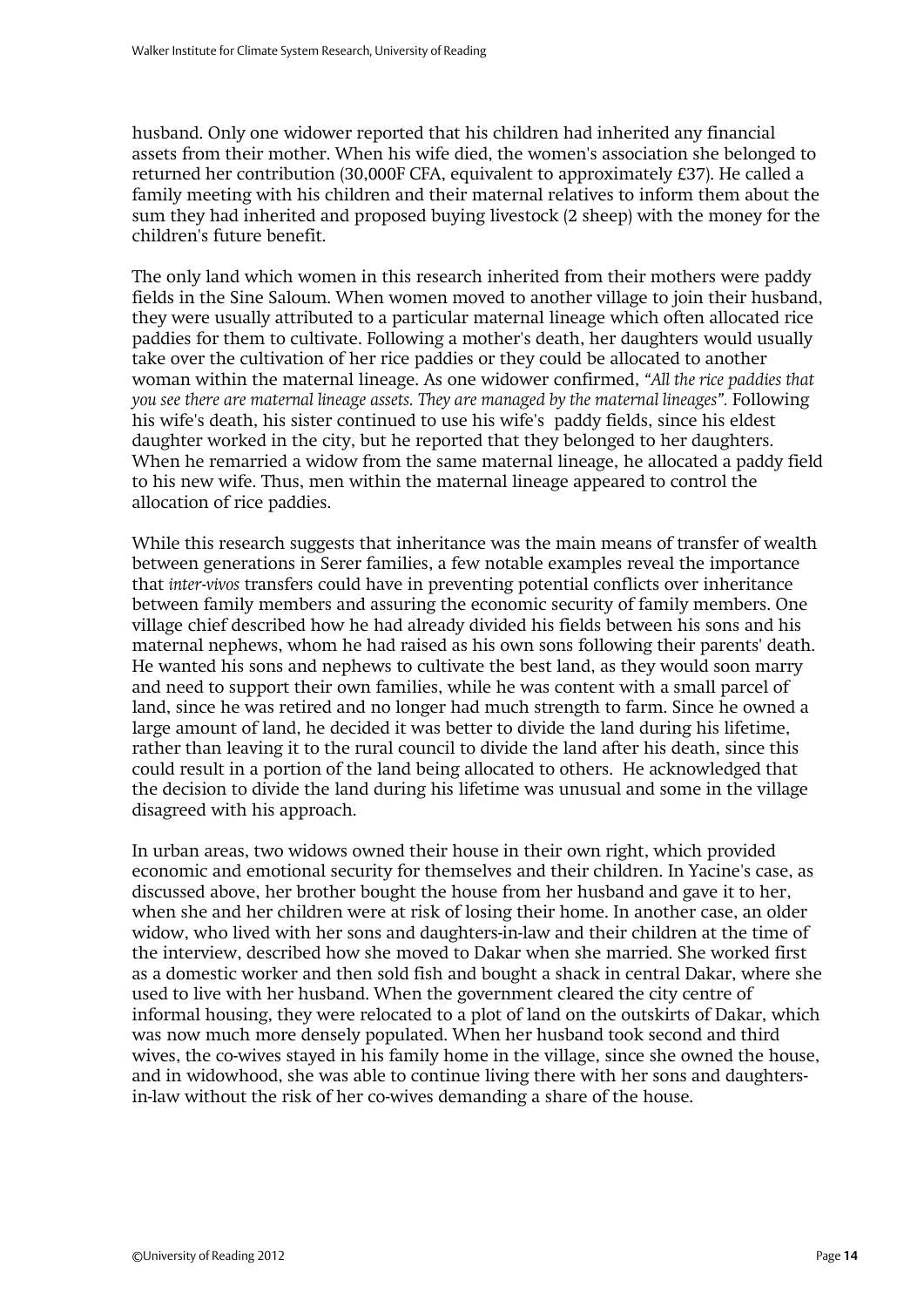husband. Only one widower reported that his children had inherited any financial assets from their mother. When his wife died, the women's association she belonged to returned her contribution (30,000F CFA, equivalent to approximately £37). He called a family meeting with his children and their maternal relatives to inform them about the sum they had inherited and proposed buying livestock (2 sheep) with the money for the children's future benefit.

The only land which women in this research inherited from their mothers were paddy fields in the Sine Saloum. When women moved to another village to join their husband, they were usually attributed to a particular maternal lineage which often allocated rice paddies for them to cultivate. Following a mother's death, her daughters would usually take over the cultivation of her rice paddies or they could be allocated to another woman within the maternal lineage. As one widower confirmed, *"All the rice paddies that you see there are maternal lineage assets. They are managed by the maternal lineages".* Following his wife's death, his sister continued to use his wife's paddy fields, since his eldest daughter worked in the city, but he reported that they belonged to her daughters. When he remarried a widow from the same maternal lineage, he allocated a paddy field to his new wife. Thus, men within the maternal lineage appeared to control the allocation of rice paddies.

While this research suggests that inheritance was the main means of transfer of wealth between generations in Serer families, a few notable examples reveal the importance that *inter-vivos* transfers could have in preventing potential conflicts over inheritance between family members and assuring the economic security of family members. One village chief described how he had already divided his fields between his sons and his maternal nephews, whom he had raised as his own sons following their parents' death. He wanted his sons and nephews to cultivate the best land, as they would soon marry and need to support their own families, while he was content with a small parcel of land, since he was retired and no longer had much strength to farm. Since he owned a large amount of land, he decided it was better to divide the land during his lifetime, rather than leaving it to the rural council to divide the land after his death, since this could result in a portion of the land being allocated to others. He acknowledged that the decision to divide the land during his lifetime was unusual and some in the village disagreed with his approach.

In urban areas, two widows owned their house in their own right, which provided economic and emotional security for themselves and their children. In Yacine's case, as discussed above, her brother bought the house from her husband and gave it to her, when she and her children were at risk of losing their home. In another case, an older widow, who lived with her sons and daughters-in-law and their children at the time of the interview, described how she moved to Dakar when she married. She worked first as a domestic worker and then sold fish and bought a shack in central Dakar, where she used to live with her husband. When the government cleared the city centre of informal housing, they were relocated to a plot of land on the outskirts of Dakar, which was now much more densely populated. When her husband took second and third wives, the co-wives stayed in his family home in the village, since she owned the house, and in widowhood, she was able to continue living there with her sons and daughters-in-law without the risk of her co-wives demanding a share of the house.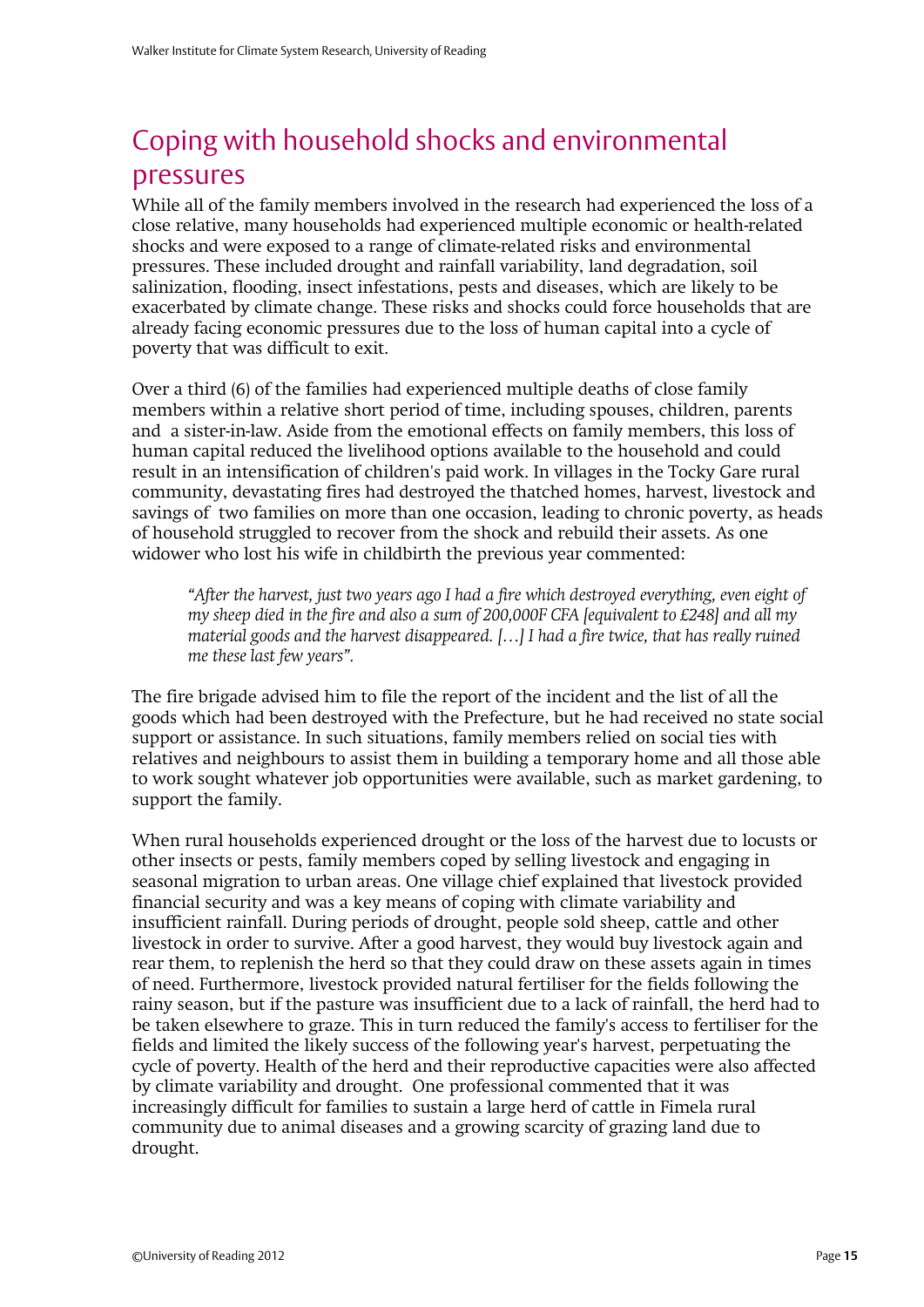# Coping with household shocks and environmental pressures

While all of the family members involved in the research had experienced the loss of a close relative, many households had experienced multiple economic or health-related shocks and were exposed to a range of climate-related risks and environmental pressures. These included drought and rainfall variability, land degradation, soil salinization, flooding, insect infestations, pests and diseases, which are likely to be exacerbated by climate change. These risks and shocks could force households that are already facing economic pressures due to the loss of human capital into a cycle of poverty that was difficult to exit.

Over a third (6) of the families had experienced multiple deaths of close family members within a relative short period of time, including spouses, children, parents and a sister-in-law. Aside from the emotional effects on family members, this loss of human capital reduced the livelihood options available to the household and could result in an intensification of children's paid work. In villages in the Tocky Gare rural community, devastating fires had destroyed the thatched homes, harvest, livestock and savings of two families on more than one occasion, leading to chronic poverty, as heads of household struggled to recover from the shock and rebuild their assets. As one widower who lost his wife in childbirth the previous year commented:

> *"After the harvest, just two years ago I had a fire which destroyed everything, even eight of my sheep died in the fire and also a sum of 200,000F CFA [equivalent to £248] and all my material goods and the harvest disappeared. […] I had a fire twice, that has really ruined me these last few years".*

The fire brigade advised him to file the report of the incident and the list of all the goods which had been destroyed with the Prefecture, but he had received no state social support or assistance. In such situations, family members relied on social ties with relatives and neighbours to assist them in building a temporary home and all those able to work sought whatever job opportunities were available, such as market gardening, to support the family.

When rural households experienced drought or the loss of the harvest due to locusts or other insects or pests, family members coped by selling livestock and engaging in seasonal migration to urban areas. One village chief explained that livestock provided financial security and was a key means of coping with climate variability and insufficient rainfall. During periods of drought, people sold sheep, cattle and other livestock in order to survive. After a good harvest, they would buy livestock again and rear them, to replenish the herd so that they could draw on these assets again in times of need. Furthermore, livestock provided natural fertiliser for the fields following the rainy season, but if the pasture was insufficient due to a lack of rainfall, the herd had to be taken elsewhere to graze. This in turn reduced the family's access to fertiliser for the fields and limited the likely success of the following year's harvest, perpetuating the cycle of poverty. Health of the herd and their reproductive capacities were also affected by climate variability and drought. One professional commented that it was increasingly difficult for families to sustain a large herd of cattle in Fimela rural community due to animal diseases and a growing scarcity of grazing land due to drought.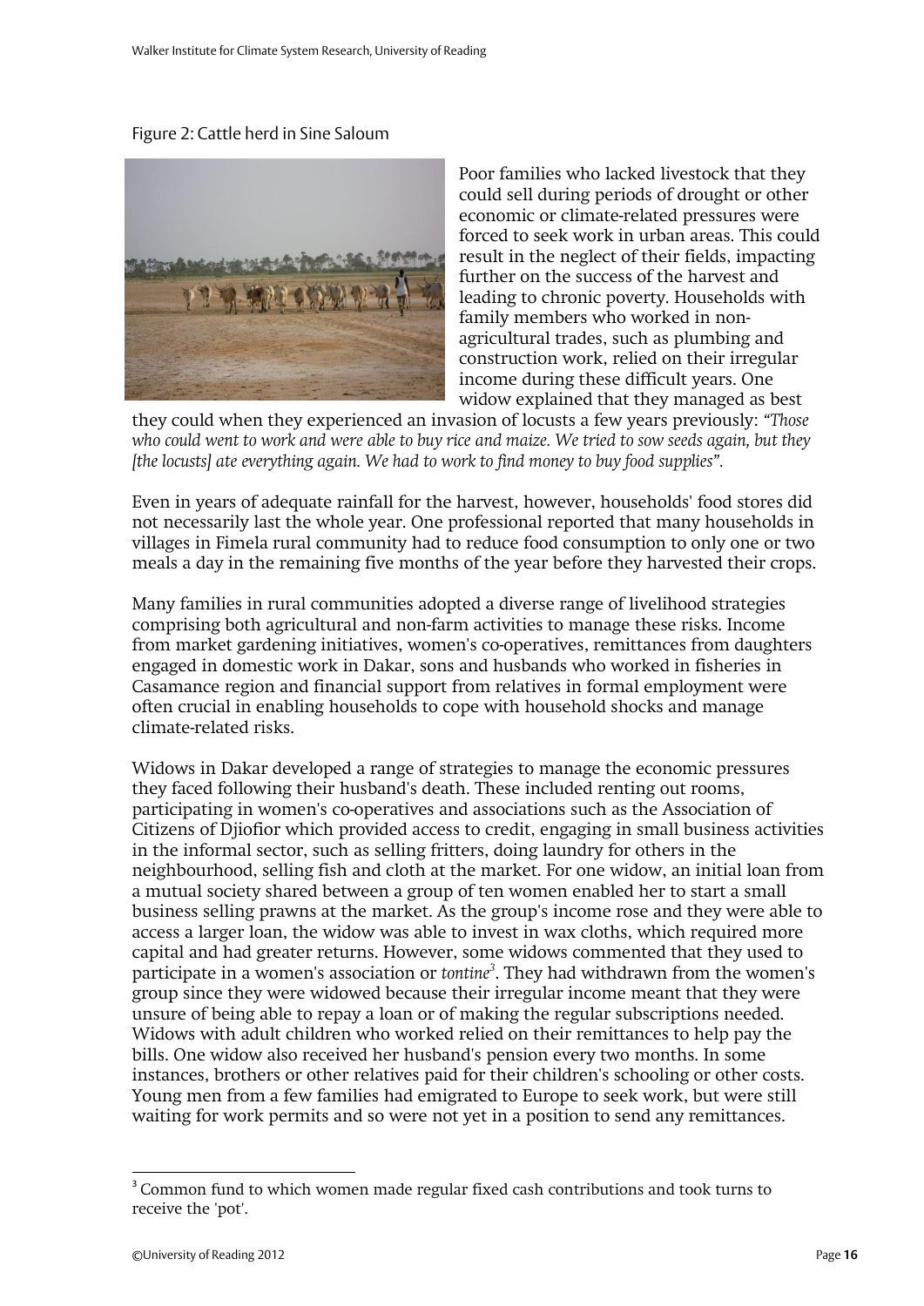Figure 2: Cattle herd in Sine Saloum

Poor families who lacked livestock that they could sell during periods of drought or other economic or climate-related pressures were forced to seek work in urban areas. This could result in the neglect of their fields, impacting further on the success of the harvest and leading to chronic poverty. Households with family members who worked in non-agricultural trades, such as plumbing and construction work, relied on their irregular income during these difficult years. One widow explained that they managed as best they could when they experienced an invasion of locusts a few years previously: *"Those who could went to work and were able to buy rice and maize. We tried to sow seeds again, but they [the locusts] ate everything again. We had to work to find money to buy food supplies"*.

Even in years of adequate rainfall for the harvest, however, households' food stores did not necessarily last the whole year. One professional reported that many households in villages in Fimela rural community had to reduce food consumption to only one or two meals a day in the remaining five months of the year before they harvested their crops.

Many families in rural communities adopted a diverse range of livelihood strategies comprising both agricultural and non-farm activities to manage these risks. Income from market gardening initiatives, women's co-operatives, remittances from daughters engaged in domestic work in Dakar, sons and husbands who worked in fisheries in Casamance region and financial support from relatives in formal employment were often crucial in enabling households to cope with household shocks and manage climate-related risks.

Widows in Dakar developed a range of strategies to manage the economic pressures they faced following their husband's death. These included renting out rooms, participating in women's co-operatives and associations such as the Association of Citizens of Djiofior which provided access to credit, engaging in small business activities in the informal sector, such as selling fritters, doing laundry for others in the neighbourhood, selling fish and cloth at the market. For one widow, an initial loan from a mutual society shared between a group of ten women enabled her to start a small business selling prawns at the market. As the group's income rose and they were able to access a larger loan, the widow was able to invest in wax cloths, which required more capital and had greater returns. However, some widows commented that they used to participate in a women's association or *tontine*[3]. They had withdrawn from the women's group since they were widowed because their irregular income meant that they were unsure of being able to repay a loan or of making the regular subscriptions needed. Widows with adult children who worked relied on their remittances to help pay the bills. One widow also received her husband's pension every two months. In some instances, brothers or other relatives paid for their children's schooling or other costs. Young men from a few families had emigrated to Europe to seek work, but were still waiting for work permits and so were not yet in a position to send any remittances.

[3] Common fund to which women made regular fixed cash contributions and took turns to receive the 'pot'.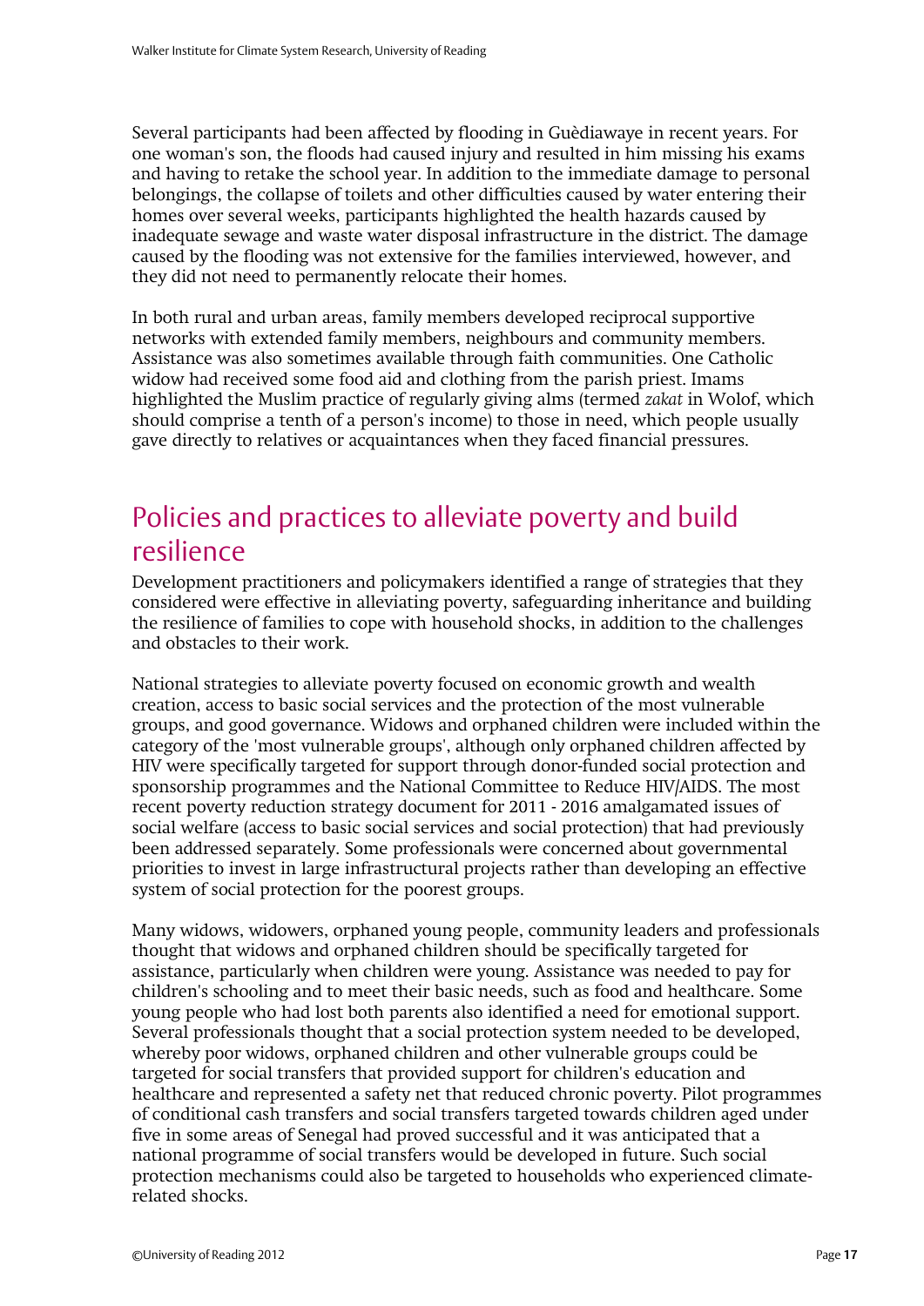Several participants had been affected by flooding in Guèdiawaye in recent years. For one woman's son, the floods had caused injury and resulted in him missing his exams and having to retake the school year. In addition to the immediate damage to personal belongings, the collapse of toilets and other difficulties caused by water entering their homes over several weeks, participants highlighted the health hazards caused by inadequate sewage and waste water disposal infrastructure in the district. The damage caused by the flooding was not extensive for the families interviewed, however, and they did not need to permanently relocate their homes.

In both rural and urban areas, family members developed reciprocal supportive networks with extended family members, neighbours and community members. Assistance was also sometimes available through faith communities. One Catholic widow had received some food aid and clothing from the parish priest. Imams highlighted the Muslim practice of regularly giving alms (termed *zakat* in Wolof, which should comprise a tenth of a person's income) to those in need, which people usually gave directly to relatives or acquaintances when they faced financial pressures.

## Policies and practices to alleviate poverty and build resilience

Development practitioners and policymakers identified a range of strategies that they considered were effective in alleviating poverty, safeguarding inheritance and building the resilience of families to cope with household shocks, in addition to the challenges and obstacles to their work.

National strategies to alleviate poverty focused on economic growth and wealth creation, access to basic social services and the protection of the most vulnerable groups, and good governance. Widows and orphaned children were included within the category of the 'most vulnerable groups', although only orphaned children affected by HIV were specifically targeted for support through donor-funded social protection and sponsorship programmes and the National Committee to Reduce HIV/AIDS. The most recent poverty reduction strategy document for 2011 - 2016 amalgamated issues of social welfare (access to basic social services and social protection) that had previously been addressed separately. Some professionals were concerned about governmental priorities to invest in large infrastructural projects rather than developing an effective system of social protection for the poorest groups.

Many widows, widowers, orphaned young people, community leaders and professionals thought that widows and orphaned children should be specifically targeted for assistance, particularly when children were young. Assistance was needed to pay for children's schooling and to meet their basic needs, such as food and healthcare. Some young people who had lost both parents also identified a need for emotional support. Several professionals thought that a social protection system needed to be developed, whereby poor widows, orphaned children and other vulnerable groups could be targeted for social transfers that provided support for children's education and healthcare and represented a safety net that reduced chronic poverty. Pilot programmes of conditional cash transfers and social transfers targeted towards children aged under five in some areas of Senegal had proved successful and it was anticipated that a national programme of social transfers would be developed in future. Such social protection mechanisms could also be targeted to households who experienced climate-related shocks.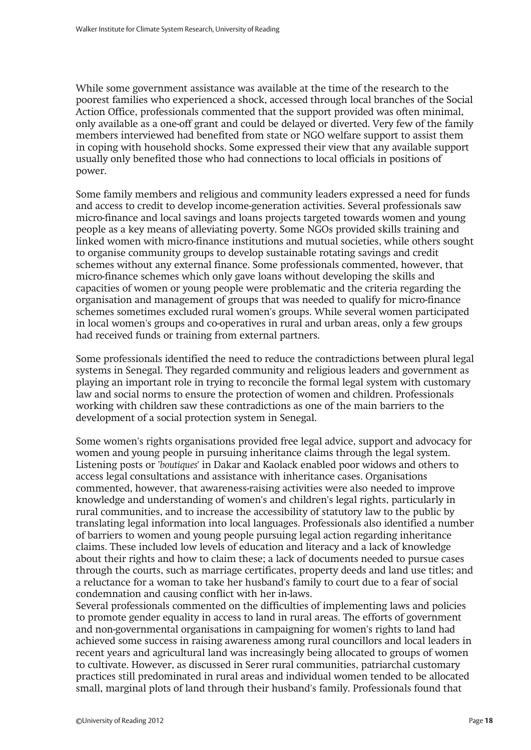While some government assistance was available at the time of the research to the poorest families who experienced a shock, accessed through local branches of the Social Action Office, professionals commented that the support provided was often minimal, only available as a one-off grant and could be delayed or diverted. Very few of the family members interviewed had benefited from state or NGO welfare support to assist them in coping with household shocks. Some expressed their view that any available support usually only benefited those who had connections to local officials in positions of power.

Some family members and religious and community leaders expressed a need for funds and access to credit to develop income-generation activities. Several professionals saw micro-finance and local savings and loans projects targeted towards women and young people as a key means of alleviating poverty. Some NGOs provided skills training and linked women with micro-finance institutions and mutual societies, while others sought to organise community groups to develop sustainable rotating savings and credit schemes without any external finance. Some professionals commented, however, that micro-finance schemes which only gave loans without developing the skills and capacities of women or young people were problematic and the criteria regarding the organisation and management of groups that was needed to qualify for micro-finance schemes sometimes excluded rural women's groups. While several women participated in local women's groups and co-operatives in rural and urban areas, only a few groups had received funds or training from external partners.

Some professionals identified the need to reduce the contradictions between plural legal systems in Senegal. They regarded community and religious leaders and government as playing an important role in trying to reconcile the formal legal system with customary law and social norms to ensure the protection of women and children. Professionals working with children saw these contradictions as one of the main barriers to the development of a social protection system in Senegal.

Some women's rights organisations provided free legal advice, support and advocacy for women and young people in pursuing inheritance claims through the legal system. Listening posts or *'boutiques'* in Dakar and Kaolack enabled poor widows and others to access legal consultations and assistance with inheritance cases. Organisations commented, however, that awareness-raising activities were also needed to improve knowledge and understanding of women's and children's legal rights, particularly in rural communities, and to increase the accessibility of statutory law to the public by translating legal information into local languages. Professionals also identified a number of barriers to women and young people pursuing legal action regarding inheritance claims. These included low levels of education and literacy and a lack of knowledge about their rights and how to claim these; a lack of documents needed to pursue cases through the courts, such as marriage certificates, property deeds and land use titles; and a reluctance for a woman to take her husband's family to court due to a fear of social condemnation and causing conflict with her in-laws.

Several professionals commented on the difficulties of implementing laws and policies to promote gender equality in access to land in rural areas. The efforts of government and non-governmental organisations in campaigning for women's rights to land had achieved some success in raising awareness among rural councillors and local leaders in recent years and agricultural land was increasingly being allocated to groups of women to cultivate. However, as discussed in Serer rural communities, patriarchal customary practices still predominated in rural areas and individual women tended to be allocated small, marginal plots of land through their husband's family. Professionals found that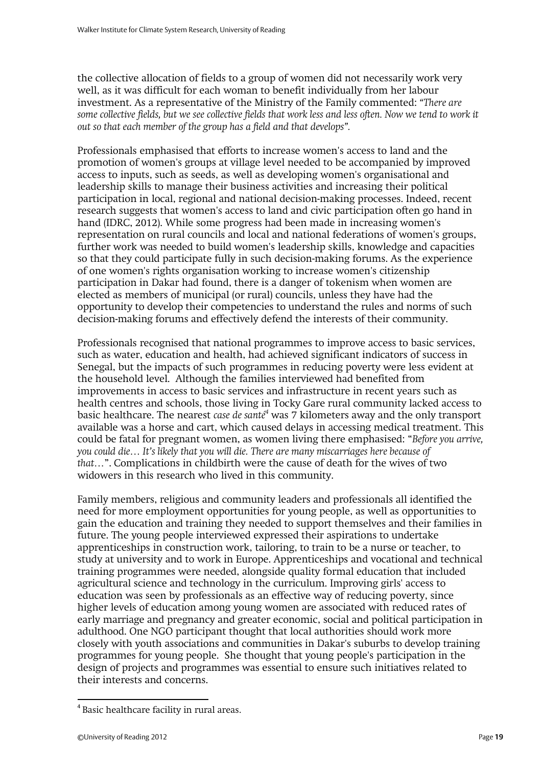the collective allocation of fields to a group of women did not necessarily work very well, as it was difficult for each woman to benefit individually from her labour investment. As a representative of the Ministry of the Family commented: *"There are some collective fields, but we see collective fields that work less and less often. Now we tend to work it out so that each member of the group has a field and that develops"*.

Professionals emphasised that efforts to increase women's access to land and the promotion of women's groups at village level needed to be accompanied by improved access to inputs, such as seeds, as well as developing women's organisational and leadership skills to manage their business activities and increasing their political participation in local, regional and national decision-making processes. Indeed, recent research suggests that women's access to land and civic participation often go hand in hand (IDRC, 2012). While some progress had been made in increasing women's representation on rural councils and local and national federations of women's groups, further work was needed to build women's leadership skills, knowledge and capacities so that they could participate fully in such decision-making forums. As the experience of one women's rights organisation working to increase women's citizenship participation in Dakar had found, there is a danger of tokenism when women are elected as members of municipal (or rural) councils, unless they have had the opportunity to develop their competencies to understand the rules and norms of such decision-making forums and effectively defend the interests of their community.

Professionals recognised that national programmes to improve access to basic services, such as water, education and health, had achieved significant indicators of success in Senegal, but the impacts of such programmes in reducing poverty were less evident at the household level. Although the families interviewed had benefited from improvements in access to basic services and infrastructure in recent years such as health centres and schools, those living in Tocky Gare rural community lacked access to basic healthcare. The nearest *case de santé*[4] was 7 kilometers away and the only transport available was a horse and cart, which caused delays in accessing medical treatment. This could be fatal for pregnant women, as women living there emphasised: "*Before you arrive, you could die… It's likely that you will die. There are many miscarriages here because of that…*". Complications in childbirth were the cause of death for the wives of two widowers in this research who lived in this community.

Family members, religious and community leaders and professionals all identified the need for more employment opportunities for young people, as well as opportunities to gain the education and training they needed to support themselves and their families in future. The young people interviewed expressed their aspirations to undertake apprenticeships in construction work, tailoring, to train to be a nurse or teacher, to study at university and to work in Europe. Apprenticeships and vocational and technical training programmes were needed, alongside quality formal education that included agricultural science and technology in the curriculum. Improving girls' access to education was seen by professionals as an effective way of reducing poverty, since higher levels of education among young women are associated with reduced rates of early marriage and pregnancy and greater economic, social and political participation in adulthood. One NGO participant thought that local authorities should work more closely with youth associations and communities in Dakar's suburbs to develop training programmes for young people. She thought that young people's participation in the design of projects and programmes was essential to ensure such initiatives related to their interests and concerns.

[4] Basic healthcare facility in rural areas.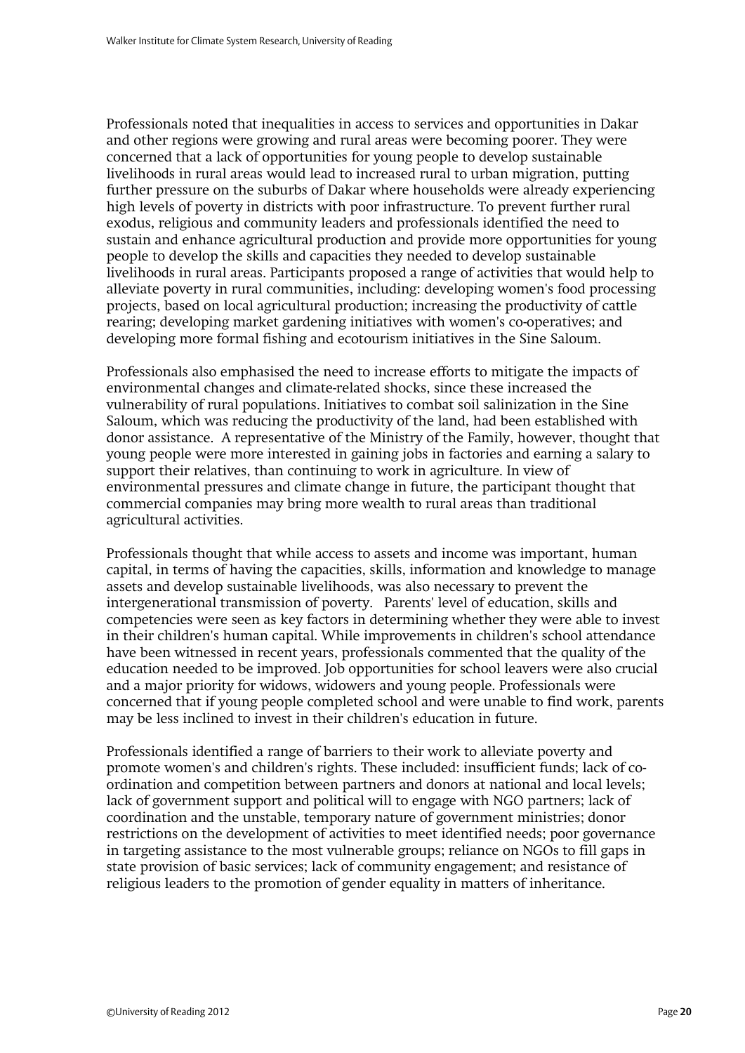Professionals noted that inequalities in access to services and opportunities in Dakar and other regions were growing and rural areas were becoming poorer. They were concerned that a lack of opportunities for young people to develop sustainable livelihoods in rural areas would lead to increased rural to urban migration, putting further pressure on the suburbs of Dakar where households were already experiencing high levels of poverty in districts with poor infrastructure. To prevent further rural exodus, religious and community leaders and professionals identified the need to sustain and enhance agricultural production and provide more opportunities for young people to develop the skills and capacities they needed to develop sustainable livelihoods in rural areas. Participants proposed a range of activities that would help to alleviate poverty in rural communities, including: developing women's food processing projects, based on local agricultural production; increasing the productivity of cattle rearing; developing market gardening initiatives with women's co-operatives; and developing more formal fishing and ecotourism initiatives in the Sine Saloum.

Professionals also emphasised the need to increase efforts to mitigate the impacts of environmental changes and climate-related shocks, since these increased the vulnerability of rural populations. Initiatives to combat soil salinization in the Sine Saloum, which was reducing the productivity of the land, had been established with donor assistance. A representative of the Ministry of the Family, however, thought that young people were more interested in gaining jobs in factories and earning a salary to support their relatives, than continuing to work in agriculture. In view of environmental pressures and climate change in future, the participant thought that commercial companies may bring more wealth to rural areas than traditional agricultural activities.

Professionals thought that while access to assets and income was important, human capital, in terms of having the capacities, skills, information and knowledge to manage assets and develop sustainable livelihoods, was also necessary to prevent the intergenerational transmission of poverty. Parents' level of education, skills and competencies were seen as key factors in determining whether they were able to invest in their children's human capital. While improvements in children's school attendance have been witnessed in recent years, professionals commented that the quality of the education needed to be improved. Job opportunities for school leavers were also crucial and a major priority for widows, widowers and young people. Professionals were concerned that if young people completed school and were unable to find work, parents may be less inclined to invest in their children's education in future.

Professionals identified a range of barriers to their work to alleviate poverty and promote women's and children's rights. These included: insufficient funds; lack of co-ordination and competition between partners and donors at national and local levels; lack of government support and political will to engage with NGO partners; lack of coordination and the unstable, temporary nature of government ministries; donor restrictions on the development of activities to meet identified needs; poor governance in targeting assistance to the most vulnerable groups; reliance on NGOs to fill gaps in state provision of basic services; lack of community engagement; and resistance of religious leaders to the promotion of gender equality in matters of inheritance.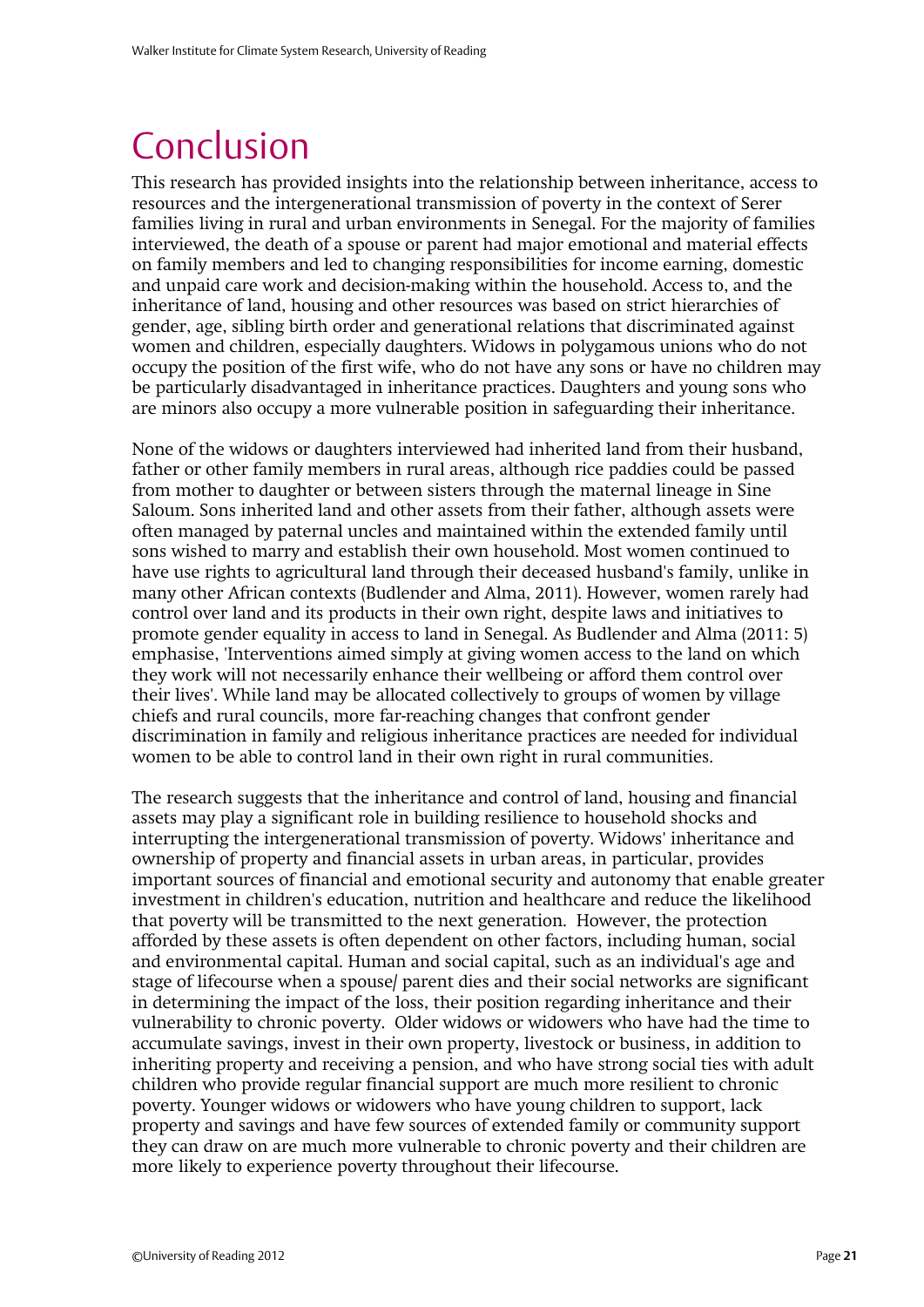# Conclusion

This research has provided insights into the relationship between inheritance, access to resources and the intergenerational transmission of poverty in the context of Serer families living in rural and urban environments in Senegal. For the majority of families interviewed, the death of a spouse or parent had major emotional and material effects on family members and led to changing responsibilities for income earning, domestic and unpaid care work and decision-making within the household. Access to, and the inheritance of land, housing and other resources was based on strict hierarchies of gender, age, sibling birth order and generational relations that discriminated against women and children, especially daughters. Widows in polygamous unions who do not occupy the position of the first wife, who do not have any sons or have no children may be particularly disadvantaged in inheritance practices. Daughters and young sons who are minors also occupy a more vulnerable position in safeguarding their inheritance.

None of the widows or daughters interviewed had inherited land from their husband, father or other family members in rural areas, although rice paddies could be passed from mother to daughter or between sisters through the maternal lineage in Sine Saloum. Sons inherited land and other assets from their father, although assets were often managed by paternal uncles and maintained within the extended family until sons wished to marry and establish their own household. Most women continued to have use rights to agricultural land through their deceased husband's family, unlike in many other African contexts (Budlender and Alma, 2011). However, women rarely had control over land and its products in their own right, despite laws and initiatives to promote gender equality in access to land in Senegal. As Budlender and Alma (2011: 5) emphasise, 'Interventions aimed simply at giving women access to the land on which they work will not necessarily enhance their wellbeing or afford them control over their lives'. While land may be allocated collectively to groups of women by village chiefs and rural councils, more far-reaching changes that confront gender discrimination in family and religious inheritance practices are needed for individual women to be able to control land in their own right in rural communities.

The research suggests that the inheritance and control of land, housing and financial assets may play a significant role in building resilience to household shocks and interrupting the intergenerational transmission of poverty. Widows' inheritance and ownership of property and financial assets in urban areas, in particular, provides important sources of financial and emotional security and autonomy that enable greater investment in children's education, nutrition and healthcare and reduce the likelihood that poverty will be transmitted to the next generation. However, the protection afforded by these assets is often dependent on other factors, including human, social and environmental capital. Human and social capital, such as an individual's age and stage of lifecourse when a spouse/ parent dies and their social networks are significant in determining the impact of the loss, their position regarding inheritance and their vulnerability to chronic poverty. Older widows or widowers who have had the time to accumulate savings, invest in their own property, livestock or business, in addition to inheriting property and receiving a pension, and who have strong social ties with adult children who provide regular financial support are much more resilient to chronic poverty. Younger widows or widowers who have young children to support, lack property and savings and have few sources of extended family or community support they can draw on are much more vulnerable to chronic poverty and their children are more likely to experience poverty throughout their lifecourse.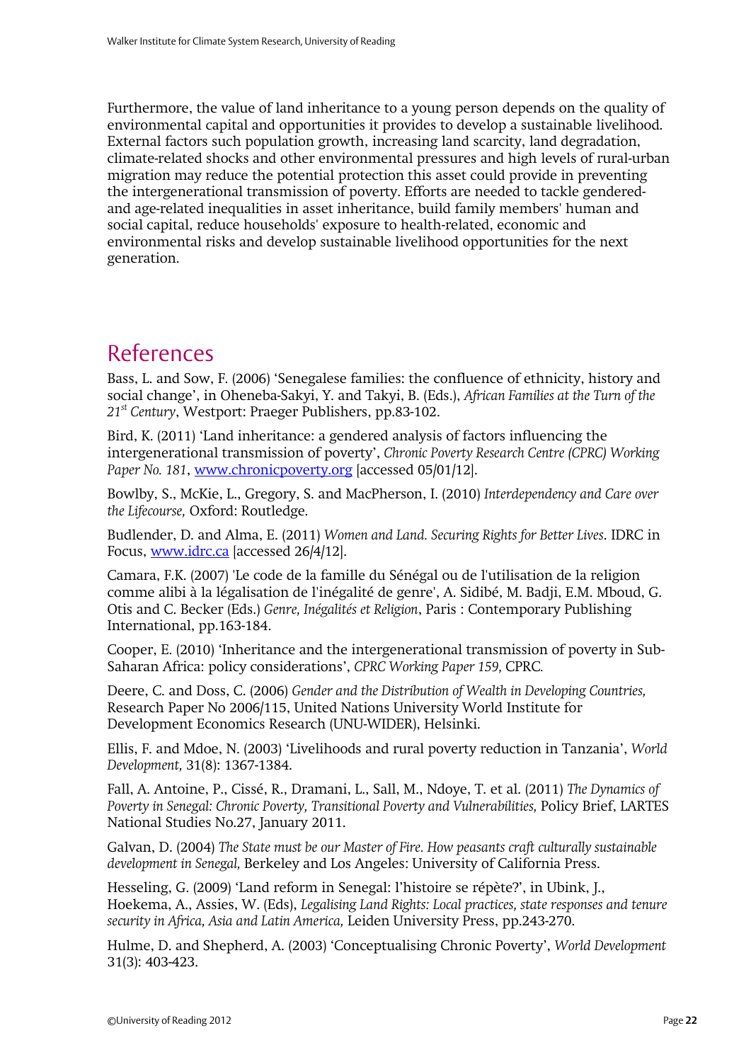Furthermore, the value of land inheritance to a young person depends on the quality of environmental capital and opportunities it provides to develop a sustainable livelihood. External factors such population growth, increasing land scarcity, land degradation, climate-related shocks and other environmental pressures and high levels of rural-urban migration may reduce the potential protection this asset could provide in preventing the intergenerational transmission of poverty. Efforts are needed to tackle gendered- and age-related inequalities in asset inheritance, build family members' human and social capital, reduce households' exposure to health-related, economic and environmental risks and develop sustainable livelihood opportunities for the next generation.

# References

Bass, L. and Sow, F. (2006) 'Senegalese families: the confluence of ethnicity, history and social change', in Oheneba-Sakyi, Y. and Takyi, B. (Eds.), *African Families at the Turn of the 21st Century*, Westport: Praeger Publishers, pp.83-102.

Bird, K. (2011) 'Land inheritance: a gendered analysis of factors influencing the intergenerational transmission of poverty', *Chronic Poverty Research Centre (CPRC) Working Paper No. 181*, www.chronicpoverty.org [accessed 05/01/12].

Bowlby, S., McKie, L., Gregory, S. and MacPherson, I. (2010) *Interdependency and Care over the Lifecourse,* Oxford: Routledge.

Budlender, D. and Alma, E. (2011) *Women and Land. Securing Rights for Better Lives*. IDRC in Focus, www.idrc.ca [accessed 26/4/12].

Camara, F.K. (2007) 'Le code de la famille du Sénégal ou de l'utilisation de la religion comme alibi à la légalisation de l'inégalité de genre', A. Sidibé, M. Badji, E.M. Mboud, G. Otis and C. Becker (Eds.) *Genre, Inégalités et Religion*, Paris : Contemporary Publishing International, pp.163-184.

Cooper, E. (2010) 'Inheritance and the intergenerational transmission of poverty in Sub-Saharan Africa: policy considerations', *CPRC Working Paper 159,* CPRC.

Deere, C. and Doss, C. (2006) *Gender and the Distribution of Wealth in Developing Countries,* Research Paper No 2006/115, United Nations University World Institute for Development Economics Research (UNU-WIDER), Helsinki.

Ellis, F. and Mdoe, N. (2003) 'Livelihoods and rural poverty reduction in Tanzania', *World Development,* 31(8): 1367-1384.

Fall, A. Antoine, P., Cissé, R., Dramani, L., Sall, M., Ndoye, T. et al. (2011) *The Dynamics of Poverty in Senegal: Chronic Poverty, Transitional Poverty and Vulnerabilities,* Policy Brief, LARTES National Studies No.27, January 2011.

Galvan, D. (2004) *The State must be our Master of Fire. How peasants craft culturally sustainable development in Senegal,* Berkeley and Los Angeles: University of California Press.

Hesseling, G. (2009) 'Land reform in Senegal: l'histoire se répète?', in Ubink, J., Hoekema, A., Assies, W. (Eds), *Legalising Land Rights: Local practices, state responses and tenure security in Africa, Asia and Latin America,* Leiden University Press, pp.243-270.

Hulme, D. and Shepherd, A. (2003) 'Conceptualising Chronic Poverty', *World Development* 31(3): 403-423.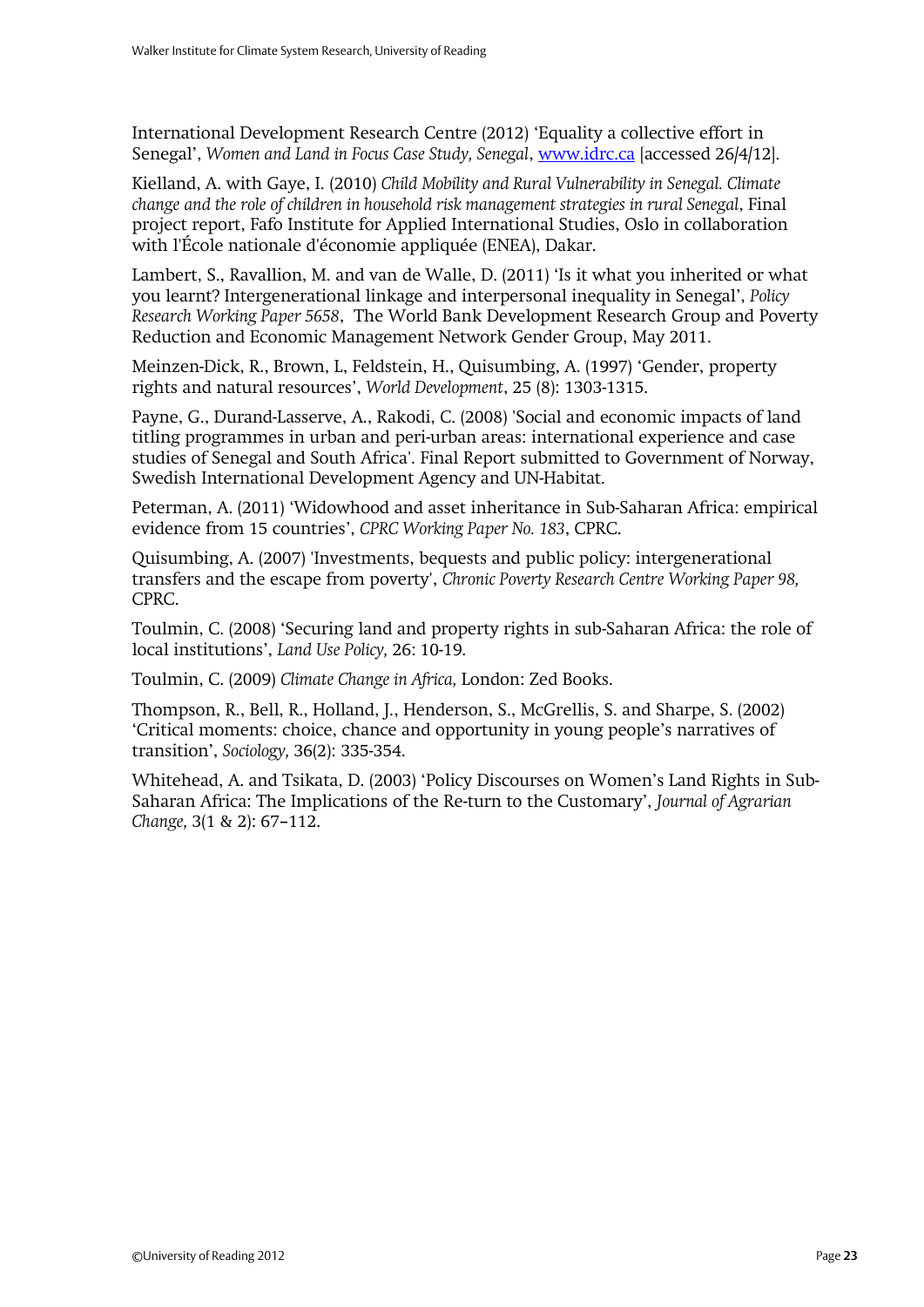International Development Research Centre (2012) ‘Equality a collective effort in Senegal’, *Women and Land in Focus Case Study, Senegal*, [www.idrc.ca](http://www.idrc.ca) [accessed 26/4/12].

Kielland, A. with Gaye, I. (2010) *Child Mobility and Rural Vulnerability in Senegal. Climate change and the role of children in household risk management strategies in rural Senegal*, Final project report, Fafo Institute for Applied International Studies, Oslo in collaboration with l'École nationale d'économie appliquée (ENEA), Dakar.

Lambert, S., Ravallion, M. and van de Walle, D. (2011) ‘Is it what you inherited or what you learnt? Intergenerational linkage and interpersonal inequality in Senegal’, *Policy Research Working Paper 5658*, The World Bank Development Research Group and Poverty Reduction and Economic Management Network Gender Group, May 2011.

Meinzen-Dick, R., Brown, L, Feldstein, H., Quisumbing, A. (1997) ‘Gender, property rights and natural resources’, *World Development*, 25 (8): 1303-1315.

Payne, G., Durand-Lasserve, A., Rakodi, C. (2008) 'Social and economic impacts of land titling programmes in urban and peri-urban areas: international experience and case studies of Senegal and South Africa'. Final Report submitted to Government of Norway, Swedish International Development Agency and UN-Habitat.

Peterman, A. (2011) ‘Widowhood and asset inheritance in Sub-Saharan Africa: empirical evidence from 15 countries’, *CPRC Working Paper No. 183*, CPRC.

Quisumbing, A. (2007) 'Investments, bequests and public policy: intergenerational transfers and the escape from poverty', *Chronic Poverty Research Centre Working Paper 98,* CPRC.

Toulmin, C. (2008) ‘Securing land and property rights in sub-Saharan Africa: the role of local institutions’, *Land Use Policy,* 26: 10-19.

Toulmin, C. (2009) *Climate Change in Africa,* London: Zed Books.

Thompson, R., Bell, R., Holland, J., Henderson, S., McGrellis, S. and Sharpe, S. (2002) ‘Critical moments: choice, chance and opportunity in young people’s narratives of transition’, *Sociology,* 36(2): 335-354.

Whitehead, A. and Tsikata, D. (2003) ‘Policy Discourses on Women’s Land Rights in Sub-Saharan Africa: The Implications of the Re-turn to the Customary’, *Journal of Agrarian Change,* 3(1 & 2): 67–112.